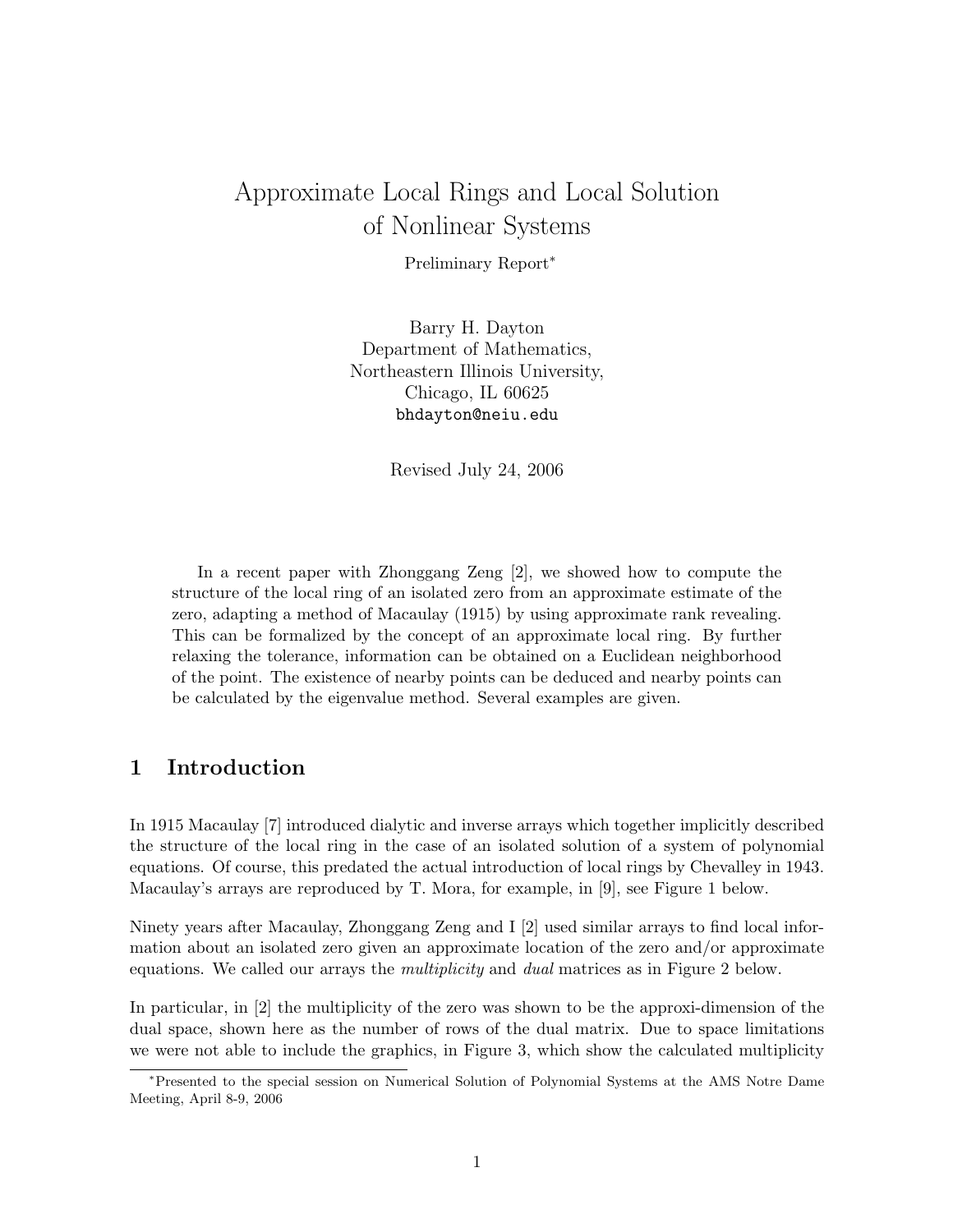# Approximate Local Rings and Local Solution of Nonlinear Systems

Preliminary Report*

Barry H. Dayton
Department of Mathematics,
Northeastern Illinois University,
Chicago, IL 60625
bhdayton@neiu.edu

Revised July 24, 2006

In a recent paper with Zhonggang Zeng [2], we showed how to compute the structure of the local ring of an isolated zero from an approximate estimate of the zero, adapting a method of Macaulay (1915) by using approximate rank revealing. This can be formalized by the concept of an approximate local ring. By further relaxing the tolerance, information can be obtained on a Euclidean neighborhood of the point. The existence of nearby points can be deduced and nearby points can be calculated by the eigenvalue method. Several examples are given.

## 1 Introduction

In 1915 Macaulay [7] introduced dialytic and inverse arrays which together implicitly described the structure of the local ring in the case of an isolated solution of a system of polynomial equations. Of course, this predated the actual introduction of local rings by Chevalley in 1943. Macaulay's arrays are reproduced by T. Mora, for example, in [9], see Figure 1 below.

Ninety years after Macaulay, Zhonggang Zeng and I [2] used similar arrays to find local information about an isolated zero given an approximate location of the zero and/or approximate equations. We called our arrays the *multiplicity* and *dual* matrices as in Figure 2 below.

In particular, in [2] the multiplicity of the zero was shown to be the approxi-dimension of the dual space, shown here as the number of rows of the dual matrix. Due to space limitations we were not able to include the graphics, in Figure 3, which show the calculated multiplicity

*Presented to the special session on Numerical Solution of Polynomial Systems at the AMS Notre Dame Meeting, April 8-9, 2006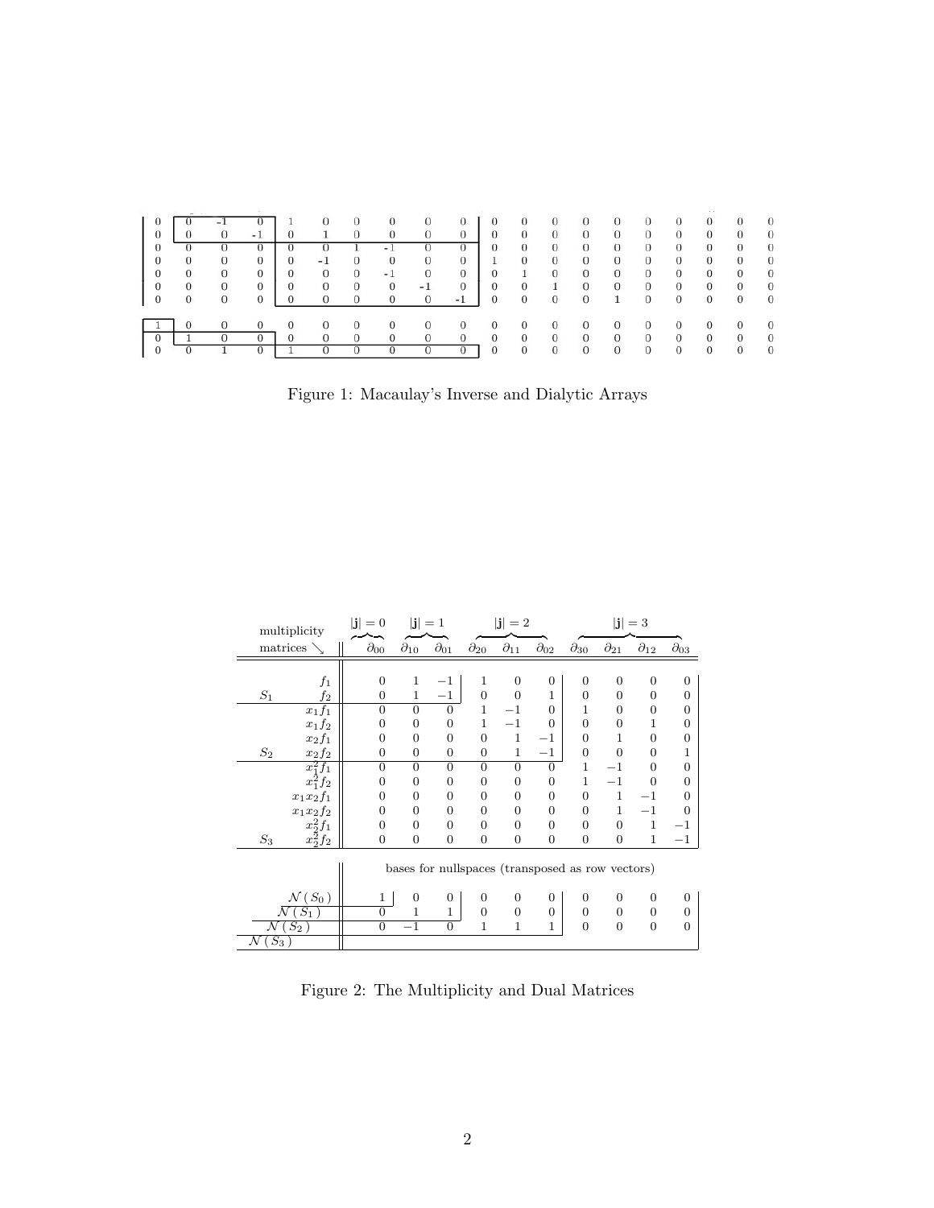| | | | | | | | | | | | | | | | | | | | |
|---|---|---|---|---|---|---|---|---|---|---|---|---|---|---|---|---|---|---|---|
| 0 | 0 | -1 | 0 | 1 | 0 | 0 | 0 | 0 | 0 | 0 | 0 | 0 | 0 | 0 | 0 | 0 | 0 | 0 | 0 |
| 0 | 0 | 0 | -1 | 0 | 1 | 0 | 0 | 0 | 0 | 0 | 0 | 0 | 0 | 0 | 0 | 0 | 0 | 0 | 0 |
| 0 | 0 | 0 | 0 | 0 | 0 | 1 | -1 | 0 | 0 | 0 | 0 | 0 | 0 | 0 | 0 | 0 | 0 | 0 | 0 |
| 0 | 0 | 0 | 0 | 0 | -1 | 0 | 0 | 0 | 0 | 1 | 0 | 0 | 0 | 0 | 0 | 0 | 0 | 0 | 0 |
| 0 | 0 | 0 | 0 | 0 | 0 | 0 | -1 | 0 | 0 | 0 | 1 | 0 | 0 | 0 | 0 | 0 | 0 | 0 | 0 |
| 0 | 0 | 0 | 0 | 0 | 0 | 0 | 0 | -1 | 0 | 0 | 0 | 1 | 0 | 0 | 0 | 0 | 0 | 0 | 0 |
| 0 | 0 | 0 | 0 | 0 | 0 | 0 | 0 | 0 | -1 | 0 | 0 | 0 | 0 | 1 | 0 | 0 | 0 | 0 | 0 |
| | | | | | | | | | | | | | | | | | | | |
| 1 | 0 | 0 | 0 | 0 | 0 | 0 | 0 | 0 | 0 | 0 | 0 | 0 | 0 | 0 | 0 | 0 | 0 | 0 | 0 |
| 0 | 1 | 0 | 0 | 0 | 0 | 0 | 0 | 0 | 0 | 0 | 0 | 0 | 0 | 0 | 0 | 0 | 0 | 0 | 0 |
| 0 | 0 | 1 | 0 | 1 | 0 | 0 | 0 | 0 | 0 | 0 | 0 | 0 | 0 | 0 | 0 | 0 | 0 | 0 | 0 |

Figure 1: Macaulay's Inverse and Dialytic Arrays

| multiplicity matrices ↘ | | $\|\mathbf{j}\| = 0$: $\partial_{00}$ | $\|\mathbf{j}\| = 1$: $\partial_{10}$ | $\partial_{01}$ | $\|\mathbf{j}\| = 2$: $\partial_{20}$ | $\partial_{11}$ | $\partial_{02}$ | $\|\mathbf{j}\| = 3$: $\partial_{30}$ | $\partial_{21}$ | $\partial_{12}$ | $\partial_{03}$ |
|---|---|---|---|---|---|---|---|---|---|---|---|
| | $f_1$ | 0 | 1 | $-1$ | 1 | 0 | 0 | 0 | 0 | 0 | 0 |
| $S_1$ | $f_2$ | 0 | 1 | $-1$ | 0 | 0 | 1 | 0 | 0 | 0 | 0 |
| | $x_1 f_1$ | 0 | 0 | 0 | 1 | $-1$ | 0 | 1 | 0 | 0 | 0 |
| | $x_1 f_2$ | 0 | 0 | 0 | 1 | $-1$ | 0 | 0 | 0 | 1 | 0 |
| | $x_2 f_1$ | 0 | 0 | 0 | 0 | 1 | $-1$ | 0 | 1 | 0 | 0 |
| $S_2$ | $x_2 f_2$ | 0 | 0 | 0 | 0 | 1 | $-1$ | 0 | 0 | 0 | 1 |
| | $x_1^2 f_1$ | 0 | 0 | 0 | 0 | 0 | 0 | 1 | $-1$ | 0 | 0 |
| | $x_1^2 f_2$ | 0 | 0 | 0 | 0 | 0 | 0 | 1 | $-1$ | 0 | 0 |
| | $x_1 x_2 f_1$ | 0 | 0 | 0 | 0 | 0 | 0 | 0 | 1 | $-1$ | 0 |
| | $x_1 x_2 f_2$ | 0 | 0 | 0 | 0 | 0 | 0 | 0 | 1 | $-1$ | 0 |
| | $x_2^2 f_1$ | 0 | 0 | 0 | 0 | 0 | 0 | 0 | 0 | 1 | $-1$ |
| $S_3$ | $x_2^2 f_2$ | 0 | 0 | 0 | 0 | 0 | 0 | 0 | 0 | 1 | $-1$ |
| | | bases for nullspaces (transposed as row vectors) | | | | | | | | | |
| $\mathcal{N}(S_0)$ | | 1 | 0 | 0 | 0 | 0 | 0 | 0 | 0 | 0 | 0 |
| $\mathcal{N}(S_1)$ | | 0 | 1 | 1 | 0 | 0 | 0 | 0 | 0 | 0 | 0 |
| $\mathcal{N}(S_2)$ | | 0 | $-1$ | 0 | 1 | 1 | 1 | 0 | 0 | 0 | 0 |
| $\mathcal{N}(S_3)$ | | | | | | | | | | | |

Figure 2: The Multiplicity and Dual Matrices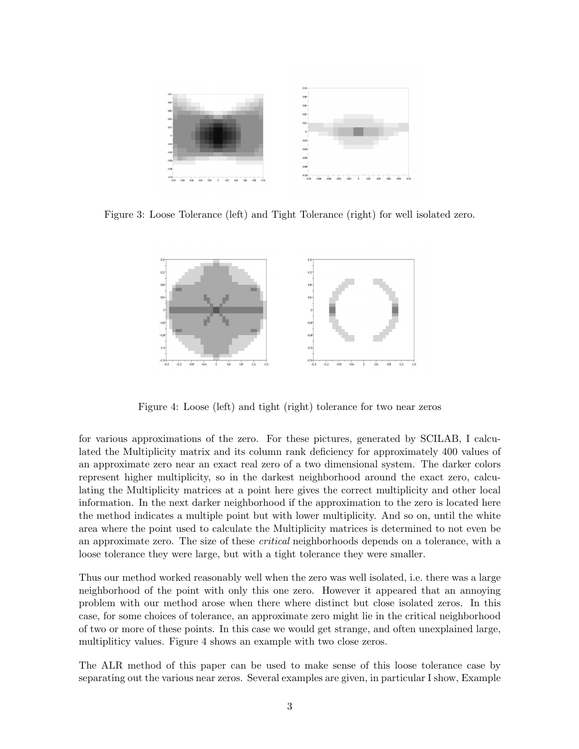Figure 3: Loose Tolerance (left) and Tight Tolerance (right) for well isolated zero.

Figure 4: Loose (left) and tight (right) tolerance for two near zeros

for various approximations of the zero. For these pictures, generated by SCILAB, I calculated the Multiplicity matrix and its column rank deficiency for approximately 400 values of an approximate zero near an exact real zero of a two dimensional system. The darker colors represent higher multiplicity, so in the darkest neighborhood around the exact zero, calculating the Multiplicity matrices at a point here gives the correct multiplicity and other local information. In the next darker neighborhood if the approximation to the zero is located here the method indicates a multiple point but with lower multiplicity. And so on, until the white area where the point used to calculate the Multiplicity matrices is determined to not even be an approximate zero. The size of these *critical* neighborhoods depends on a tolerance, with a loose tolerance they were large, but with a tight tolerance they were smaller.

Thus our method worked reasonably well when the zero was well isolated, i.e. there was a large neighborhood of the point with only this one zero. However it appeared that an annoying problem with our method arose when there where distinct but close isolated zeros. In this case, for some choices of tolerance, an approximate zero might lie in the critical neighborhood of two or more of these points. In this case we would get strange, and often unexplained large, multiplitiicy values. Figure 4 shows an example with two close zeros.

The ALR method of this paper can be used to make sense of this loose tolerance case by separating out the various near zeros. Several examples are given, in particular I show, Example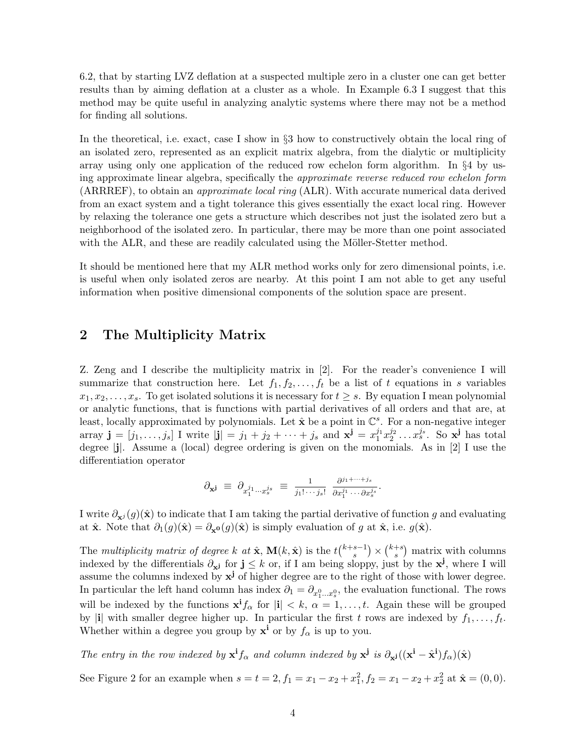6.2, that by starting LVZ deflation at a suspected multiple zero in a cluster one can get better results than by aiming deflation at a cluster as a whole. In Example 6.3 I suggest that this method may be quite useful in analyzing analytic systems where there may not be a method for finding all solutions.

In the theoretical, i.e. exact, case I show in §3 how to constructively obtain the local ring of an isolated zero, represented as an explicit matrix algebra, from the dialytic or multiplicity array using only one application of the reduced row echelon form algorithm. In §4 by using approximate linear algebra, specifically the *approximate reverse reduced row echelon form* (ARRREF), to obtain an *approximate local ring* (ALR). With accurate numerical data derived from an exact system and a tight tolerance this gives essentially the exact local ring. However by relaxing the tolerance one gets a structure which describes not just the isolated zero but a neighborhood of the isolated zero. In particular, there may be more than one point associated with the ALR, and these are readily calculated using the Möller-Stetter method.

It should be mentioned here that my ALR method works only for zero dimensional points, i.e. is useful when only isolated zeros are nearby. At this point I am not able to get any useful information when positive dimensional components of the solution space are present.

## 2 The Multiplicity Matrix

Z. Zeng and I describe the multiplicity matrix in [2]. For the reader's convenience I will summarize that construction here. Let $f_1, f_2, \ldots, f_t$ be a list of $t$ equations in $s$ variables $x_1, x_2, \ldots, x_s$. To get isolated solutions it is necessary for $t \geq s$. By equation I mean polynomial or analytic functions, that is functions with partial derivatives of all orders and that are, at least, locally approximated by polynomials. Let $\hat{\mathbf{x}}$ be a point in $\mathbb{C}^s$. For a non-negative integer array $\mathbf{j} = [j_1, \ldots, j_s]$ I write $|\mathbf{j}| = j_1 + j_2 + \cdots + j_s$ and $\mathbf{x}^{\mathbf{j}} = x_1^{j_1} x_2^{j_2} \ldots x_s^{j_s}$. So $\mathbf{x}^{\mathbf{j}}$ has total degree $|\mathbf{j}|$. Assume a (local) degree ordering is given on the monomials. As in [2] I use the differentiation operator

$$\partial_{\mathbf{x}^{\mathbf{j}}} \equiv \partial_{x_1^{j_1} \cdots x_s^{j_s}} \equiv \frac{1}{j_1! \cdots j_s!} \frac{\partial^{j_1 + \cdots + j_s}}{\partial x_1^{j_1} \cdots \partial x_s^{j_s}}.$$

I write $\partial_{\mathbf{x}^j}(g)(\hat{\mathbf{x}})$ to indicate that I am taking the partial derivative of function $g$ and evaluating at $\hat{\mathbf{x}}$. Note that $\partial_1(g)(\hat{\mathbf{x}}) = \partial_{\mathbf{x}^{\mathbf{0}}}(g)(\hat{\mathbf{x}})$ is simply evaluation of $g$ at $\hat{\mathbf{x}}$, i.e. $g(\hat{\mathbf{x}})$.

The *multiplicity matrix of degree $k$ at $\hat{\mathbf{x}}$*, $\mathbf{M}(k, \hat{\mathbf{x}})$ is the $t\binom{k+s-1}{s} \times \binom{k+s}{s}$ matrix with columns indexed by the differentials $\partial_{\mathbf{x}^{\mathbf{j}}}$ for $\mathbf{j} \leq k$ or, if I am being sloppy, just by the $\mathbf{x}^{\mathbf{j}}$, where I will assume the columns indexed by $\mathbf{x}^{\mathbf{j}}$ of higher degree are to the right of those with lower degree. In particular the left hand column has index $\partial_1 = \partial_{x_1^0 \ldots x_s^0}$, the evaluation functional. The rows will be indexed by the functions $\mathbf{x}^{\mathbf{i}} f_\alpha$ for $|\mathbf{i}| < k$, $\alpha = 1, \ldots, t$. Again these will be grouped by $|\mathbf{i}|$ with smaller degree higher up. In particular the first $t$ rows are indexed by $f_1, \ldots, f_t$. Whether within a degree you group by $\mathbf{x}^{\mathbf{i}}$ or by $f_\alpha$ is up to you.

*The entry in the row indexed by $\mathbf{x}^{\mathbf{i}} f_\alpha$ and column indexed by $\mathbf{x}^{\mathbf{j}}$ is $\partial_{\mathbf{x}^{\mathbf{j}}}((\mathbf{x}^{\mathbf{i}} - \hat{\mathbf{x}}^{\mathbf{i}}) f_\alpha)(\hat{\mathbf{x}})$*

See Figure 2 for an example when $s = t = 2, f_1 = x_1 - x_2 + x_1^2, f_2 = x_1 - x_2 + x_2^2$ at $\hat{\mathbf{x}} = (0, 0)$.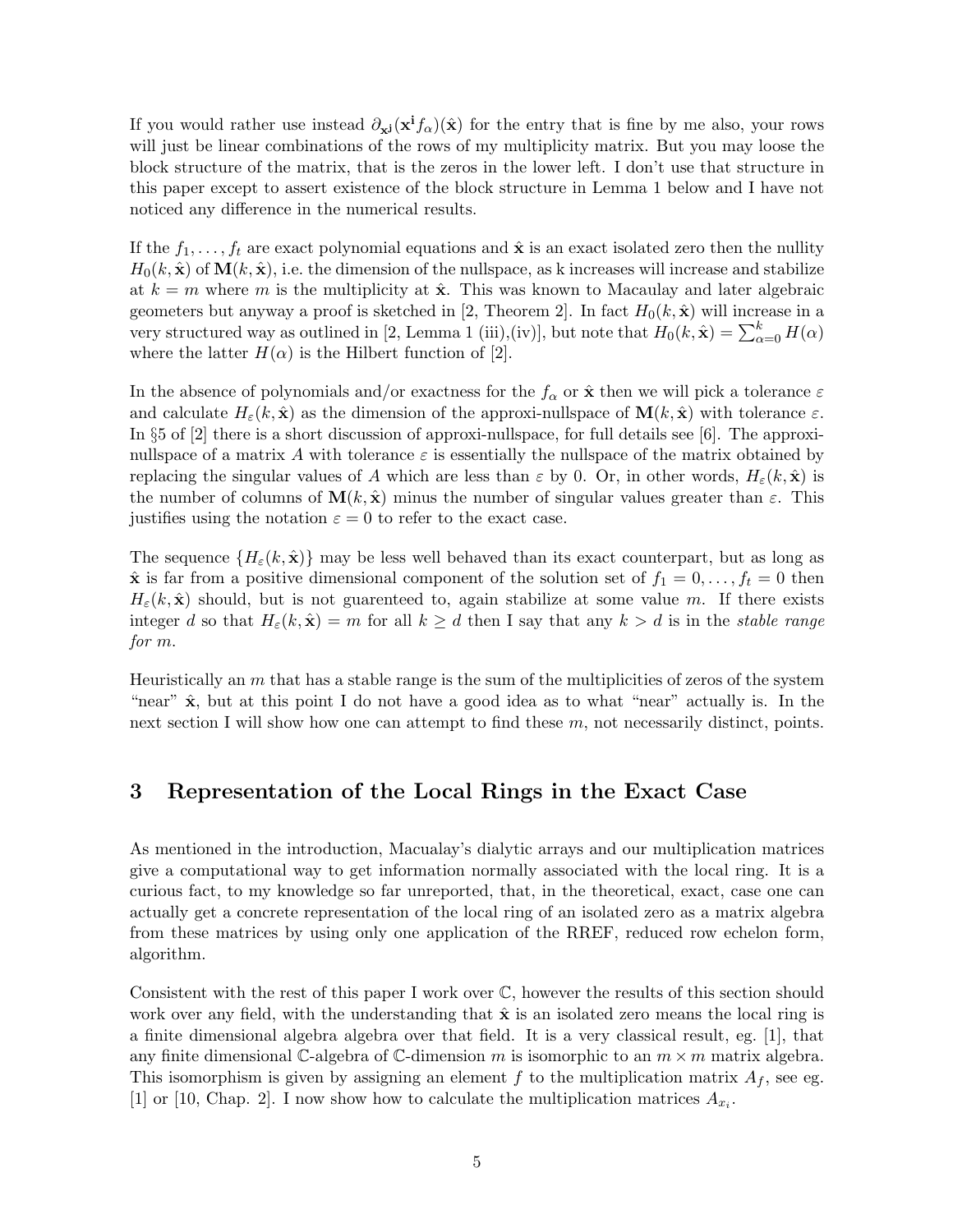If you would rather use instead $\partial_{\mathbf{x}^{\mathbf{j}}}(\mathbf{x}^{\mathbf{i}} f_\alpha)(\hat{\mathbf{x}})$ for the entry that is fine by me also, your rows will just be linear combinations of the rows of my multiplicity matrix. But you may loose the block structure of the matrix, that is the zeros in the lower left. I don't use that structure in this paper except to assert existence of the block structure in Lemma 1 below and I have not noticed any difference in the numerical results.

If the $f_1, \ldots, f_t$ are exact polynomial equations and $\hat{\mathbf{x}}$ is an exact isolated zero then the nullity $H_0(k, \hat{\mathbf{x}})$ of $\mathbf{M}(k, \hat{\mathbf{x}})$, i.e. the dimension of the nullspace, as k increases will increase and stabilize at $k = m$ where $m$ is the multiplicity at $\hat{\mathbf{x}}$. This was known to Macaulay and later algebraic geometers but anyway a proof is sketched in [2, Theorem 2]. In fact $H_0(k, \hat{\mathbf{x}})$ will increase in a very structured way as outlined in [2, Lemma 1 (iii),(iv)], but note that $H_0(k, \hat{\mathbf{x}}) = \sum_{\alpha=0}^{k} H(\alpha)$ where the latter $H(\alpha)$ is the Hilbert function of [2].

In the absence of polynomials and/or exactness for the $f_\alpha$ or $\hat{\mathbf{x}}$ then we will pick a tolerance $\varepsilon$ and calculate $H_\varepsilon(k, \hat{\mathbf{x}})$ as the dimension of the approxi-nullspace of $\mathbf{M}(k, \hat{\mathbf{x}})$ with tolerance $\varepsilon$. In §5 of [2] there is a short discussion of approxi-nullspace, for full details see [6]. The approxi-nullspace of a matrix $A$ with tolerance $\varepsilon$ is essentially the nullspace of the matrix obtained by replacing the singular values of $A$ which are less than $\varepsilon$ by 0. Or, in other words, $H_\varepsilon(k, \hat{\mathbf{x}})$ is the number of columns of $\mathbf{M}(k, \hat{\mathbf{x}})$ minus the number of singular values greater than $\varepsilon$. This justifies using the notation $\varepsilon = 0$ to refer to the exact case.

The sequence $\{H_\varepsilon(k, \hat{\mathbf{x}})\}$ may be less well behaved than its exact counterpart, but as long as $\hat{\mathbf{x}}$ is far from a positive dimensional component of the solution set of $f_1 = 0, \ldots, f_t = 0$ then $H_\varepsilon(k, \hat{\mathbf{x}})$ should, but is not guarenteed to, again stabilize at some value $m$. If there exists integer $d$ so that $H_\varepsilon(k, \hat{\mathbf{x}}) = m$ for all $k \geq d$ then I say that any $k > d$ is in the *stable range for m*.

Heuristically an $m$ that has a stable range is the sum of the multiplicities of zeros of the system "near" $\hat{\mathbf{x}}$, but at this point I do not have a good idea as to what "near" actually is. In the next section I will show how one can attempt to find these $m$, not necessarily distinct, points.

## 3 Representation of the Local Rings in the Exact Case

As mentioned in the introduction, Macualay's dialytic arrays and our multiplication matrices give a computational way to get information normally associated with the local ring. It is a curious fact, to my knowledge so far unreported, that, in the theoretical, exact, case one can actually get a concrete representation of the local ring of an isolated zero as a matrix algebra from these matrices by using only one application of the RREF, reduced row echelon form, algorithm.

Consistent with the rest of this paper I work over $\mathbb{C}$, however the results of this section should work over any field, with the understanding that $\hat{\mathbf{x}}$ is an isolated zero means the local ring is a finite dimensional algebra algebra over that field. It is a very classical result, eg. [1], that any finite dimensional $\mathbb{C}$-algebra of $\mathbb{C}$-dimension $m$ is isomorphic to an $m \times m$ matrix algebra. This isomorphism is given by assigning an element $f$ to the multiplication matrix $A_f$, see eg. [1] or [10, Chap. 2]. I now show how to calculate the multiplication matrices $A_{x_i}$.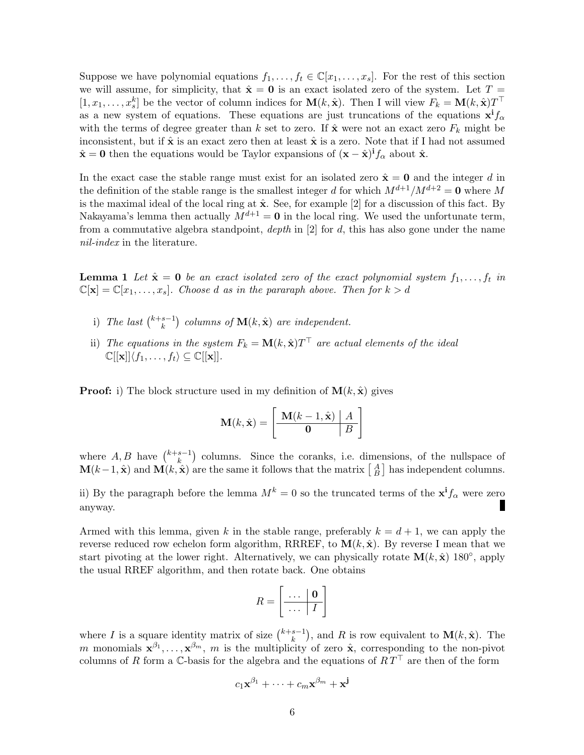Suppose we have polynomial equations $f_1, \ldots, f_t \in \mathbb{C}[x_1, \ldots, x_s]$. For the rest of this section we will assume, for simplicity, that $\hat{\mathbf{x}} = \mathbf{0}$ is an exact isolated zero of the system. Let $T = [1, x_1, \ldots, x_s^k]$ be the vector of column indices for $\mathbf{M}(k, \hat{\mathbf{x}})$. Then I will view $F_k = \mathbf{M}(k, \hat{\mathbf{x}})T^\top$ as a new system of equations. These equations are just truncations of the equations $\mathbf{x}^{\mathbf{i}} f_\alpha$ with the terms of degree greater than $k$ set to zero. If $\hat{\mathbf{x}}$ were not an exact zero $F_k$ might be inconsistent, but if $\hat{\mathbf{x}}$ is an exact zero then at least $\hat{\mathbf{x}}$ is a zero. Note that if I had not assumed $\hat{\mathbf{x}} = \mathbf{0}$ then the equations would be Taylor expansions of $(\mathbf{x} - \hat{\mathbf{x}})^{\mathbf{i}} f_\alpha$ about $\hat{\mathbf{x}}$.

In the exact case the stable range must exist for an isolated zero $\hat{\mathbf{x}} = \mathbf{0}$ and the integer $d$ in the definition of the stable range is the smallest integer $d$ for which $M^{d+1}/M^{d+2} = \mathbf{0}$ where $M$ is the maximal ideal of the local ring at $\hat{\mathbf{x}}$. See, for example [2] for a discussion of this fact. By Nakayama's lemma then actually $M^{d+1} = \mathbf{0}$ in the local ring. We used the unfortunate term, from a commutative algebra standpoint, *depth* in [2] for $d$, this has also gone under the name *nil-index* in the literature.

**Lemma 1** *Let $\hat{\mathbf{x}} = \mathbf{0}$ be an exact isolated zero of the exact polynomial system $f_1, \ldots, f_t$ in $\mathbb{C}[\mathbf{x}] = \mathbb{C}[x_1, \ldots, x_s]$. Choose $d$ as in the pararaph above. Then for $k > d$*

i) *The last $\binom{k+s-1}{k}$ columns of $\mathbf{M}(k, \hat{\mathbf{x}})$ are independent.*

ii) *The equations in the system $F_k = \mathbf{M}(k, \hat{\mathbf{x}})T^\top$ are actual elements of the ideal $\mathbb{C}[[\mathbf{x}]]\langle f_1, \ldots, f_t\rangle \subseteq \mathbb{C}[[\mathbf{x}]]$.*

**Proof:** i) The block structure used in my definition of $\mathbf{M}(k, \hat{\mathbf{x}})$ gives

$$\mathbf{M}(k, \hat{\mathbf{x}}) = \left[ \begin{array}{c|c} \mathbf{M}(k-1, \hat{\mathbf{x}}) & A \\ \hline \mathbf{0} & B \end{array} \right]$$

where $A, B$ have $\binom{k+s-1}{k}$ columns. Since the coranks, i.e. dimensions, of the nullspace of $\mathbf{M}(k-1, \hat{\mathbf{x}})$ and $\mathbf{M}(k, \hat{\mathbf{x}})$ are the same it follows that the matrix $\left[ \begin{smallmatrix} A \\ B \end{smallmatrix} \right]$ has independent columns.

ii) By the paragraph before the lemma $M^k = 0$ so the truncated terms of the $\mathbf{x}^{\mathbf{i}} f_\alpha$ were zero anyway. ∎

Armed with this lemma, given $k$ in the stable range, preferably $k = d + 1$, we can apply the reverse reduced row echelon form algorithm, RRREF, to $\mathbf{M}(k, \hat{\mathbf{x}})$. By reverse I mean that we start pivoting at the lower right. Alternatively, we can physically rotate $\mathbf{M}(k, \hat{\mathbf{x}})$ 180°, apply the usual RREF algorithm, and then rotate back. One obtains

$$R = \left[ \begin{array}{c|c} \cdots & \mathbf{0} \\ \hline \cdots & I \end{array} \right]$$

where $I$ is a square identity matrix of size $\binom{k+s-1}{k}$, and $R$ is row equivalent to $\mathbf{M}(k, \hat{\mathbf{x}})$. The $m$ monomials $\mathbf{x}^{\beta_1}, \ldots, \mathbf{x}^{\beta_m}$, $m$ is the multiplicity of zero $\hat{\mathbf{x}}$, corresponding to the non-pivot columns of $R$ form a $\mathbb{C}$-basis for the algebra and the equations of $RT^\top$ are then of the form

$$c_1 \mathbf{x}^{\beta_1} + \cdots + c_m \mathbf{x}^{\beta_m} + \mathbf{x}^{\mathbf{j}}$$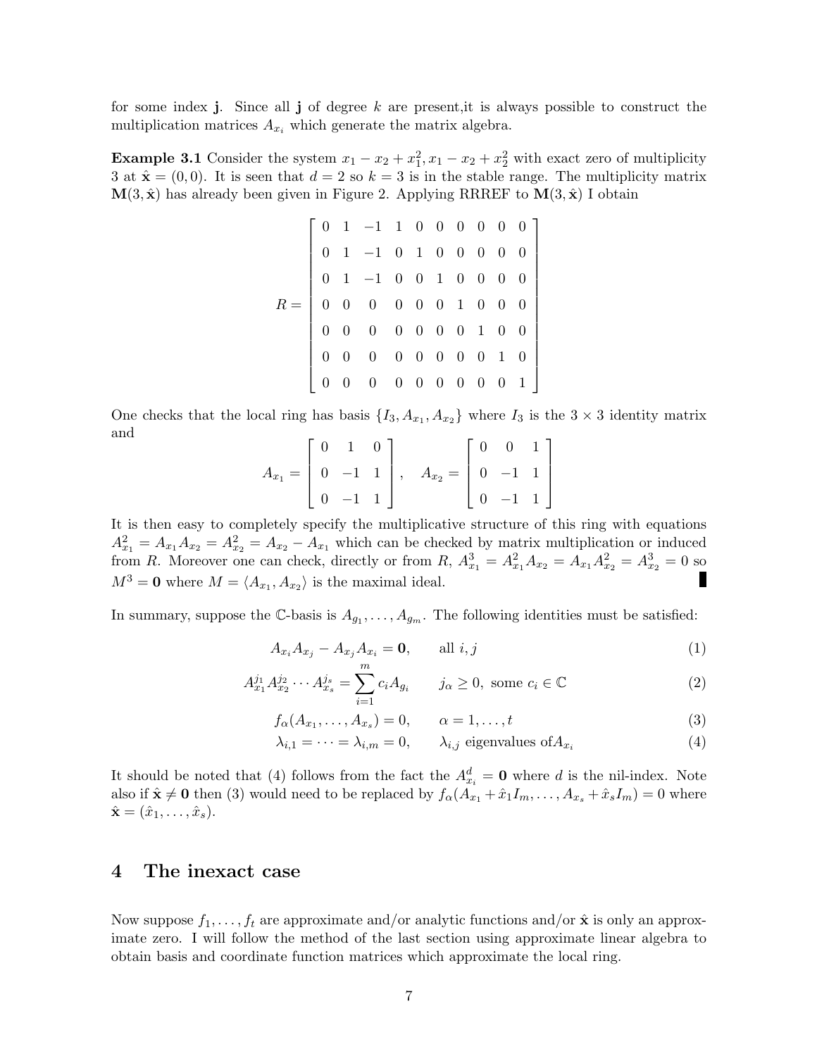for some index $\mathbf{j}$. Since all $\mathbf{j}$ of degree $k$ are present,it is always possible to construct the multiplication matrices $A_{x_i}$ which generate the matrix algebra.

**Example 3.1** Consider the system $x_1 - x_2 + x_1^2, x_1 - x_2 + x_2^2$ with exact zero of multiplicity 3 at $\hat{\mathbf{x}} = (0, 0)$. It is seen that $d = 2$ so $k = 3$ is in the stable range. The multiplicity matrix $\mathbf{M}(3, \hat{\mathbf{x}})$ has already been given in Figure 2. Applying RRREF to $\mathbf{M}(3, \hat{\mathbf{x}})$ I obtain

$$R = \begin{bmatrix} 0 & 1 & -1 & 1 & 0 & 0 & 0 & 0 & 0 & 0 \\ 0 & 1 & -1 & 0 & 1 & 0 & 0 & 0 & 0 & 0 \\ 0 & 1 & -1 & 0 & 0 & 1 & 0 & 0 & 0 & 0 \\ 0 & 0 & 0 & 0 & 0 & 0 & 1 & 0 & 0 & 0 \\ 0 & 0 & 0 & 0 & 0 & 0 & 0 & 1 & 0 & 0 \\ 0 & 0 & 0 & 0 & 0 & 0 & 0 & 0 & 1 & 0 \\ 0 & 0 & 0 & 0 & 0 & 0 & 0 & 0 & 0 & 1 \end{bmatrix}$$

One checks that the local ring has basis $\{I_3, A_{x_1}, A_{x_2}\}$ where $I_3$ is the $3 \times 3$ identity matrix and

$$A_{x_1} = \begin{bmatrix} 0 & 1 & 0 \\ 0 & -1 & 1 \\ 0 & -1 & 1 \end{bmatrix}, \quad A_{x_2} = \begin{bmatrix} 0 & 0 & 1 \\ 0 & -1 & 1 \\ 0 & -1 & 1 \end{bmatrix}$$

It is then easy to completely specify the multiplicative structure of this ring with equations $A_{x_1}^2 = A_{x_1}A_{x_2} = A_{x_2}^2 = A_{x_2} - A_{x_1}$ which can be checked by matrix multiplication or induced from $R$. Moreover one can check, directly or from $R$, $A_{x_1}^3 = A_{x_1}^2 A_{x_2} = A_{x_1}A_{x_2}^2 = A_{x_2}^3 = 0$ so $M^3 = \mathbf{0}$ where $M = \langle A_{x_1}, A_{x_2} \rangle$ is the maximal ideal. ∎

In summary, suppose the $\mathbb{C}$-basis is $A_{g_1}, \ldots, A_{g_m}$. The following identities must be satisfied:

$$A_{x_i}A_{x_j} - A_{x_j}A_{x_i} = \mathbf{0}, \qquad \text{all } i, j \tag{1}$$

$$A_{x_1}^{j_1} A_{x_2}^{j_2} \cdots A_{x_s}^{j_s} = \sum_{i=1}^{m} c_i A_{g_i} \qquad j_\alpha \geq 0, \text{ some } c_i \in \mathbb{C} \tag{2}$$

$$f_\alpha(A_{x_1}, \ldots, A_{x_s}) = 0, \qquad \alpha = 1, \ldots, t \tag{3}$$

$$\lambda_{i,1} = \cdots = \lambda_{i,m} = 0, \qquad \lambda_{i,j} \text{ eigenvalues of} A_{x_i} \tag{4}$$

It should be noted that (4) follows from the fact the $A_{x_i}^d = \mathbf{0}$ where $d$ is the nil-index. Note also if $\hat{\mathbf{x}} \neq \mathbf{0}$ then (3) would need to be replaced by $f_\alpha(A_{x_1} + \hat{x}_1 I_m, \ldots, A_{x_s} + \hat{x}_s I_m) = 0$ where $\hat{\mathbf{x}} = (\hat{x}_1, \ldots, \hat{x}_s)$.

## 4 The inexact case

Now suppose $f_1, \ldots, f_t$ are approximate and/or analytic functions and/or $\hat{\mathbf{x}}$ is only an approximate zero. I will follow the method of the last section using approximate linear algebra to obtain basis and coordinate function matrices which approximate the local ring.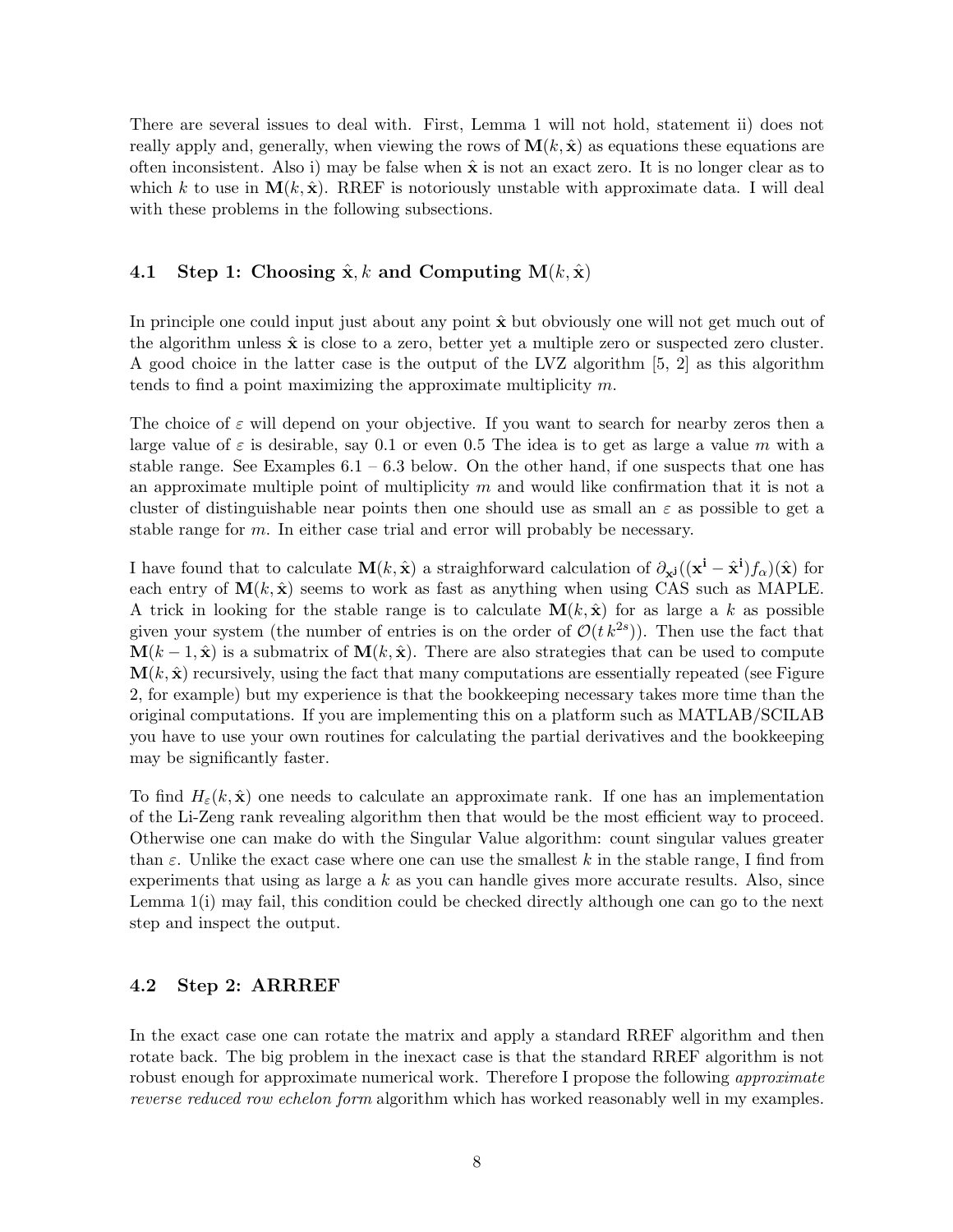There are several issues to deal with. First, Lemma 1 will not hold, statement ii) does not really apply and, generally, when viewing the rows of $\mathbf{M}(k, \hat{\mathbf{x}})$ as equations these equations are often inconsistent. Also i) may be false when $\hat{\mathbf{x}}$ is not an exact zero. It is no longer clear as to which $k$ to use in $\mathbf{M}(k, \hat{\mathbf{x}})$. RREF is notoriously unstable with approximate data. I will deal with these problems in the following subsections.

### 4.1 Step 1: Choosing $\hat{\mathbf{x}}, k$ and Computing $\mathbf{M}(k, \hat{\mathbf{x}})$

In principle one could input just about any point $\hat{\mathbf{x}}$ but obviously one will not get much out of the algorithm unless $\hat{\mathbf{x}}$ is close to a zero, better yet a multiple zero or suspected zero cluster. A good choice in the latter case is the output of the LVZ algorithm [5, 2] as this algorithm tends to find a point maximizing the approximate multiplicity $m$.

The choice of $\varepsilon$ will depend on your objective. If you want to search for nearby zeros then a large value of $\varepsilon$ is desirable, say 0.1 or even 0.5 The idea is to get as large a value $m$ with a stable range. See Examples 6.1 – 6.3 below. On the other hand, if one suspects that one has an approximate multiple point of multiplicity $m$ and would like confirmation that it is not a cluster of distinguishable near points then one should use as small an $\varepsilon$ as possible to get a stable range for $m$. In either case trial and error will probably be necessary.

I have found that to calculate $\mathbf{M}(k, \hat{\mathbf{x}})$ a straighforward calculation of $\partial_{\mathbf{x}^{\mathbf{j}}}((\mathbf{x}^{\mathbf{i}} - \hat{\mathbf{x}}^{\mathbf{i}})f_{\alpha})(\hat{\mathbf{x}})$ for each entry of $\mathbf{M}(k, \hat{\mathbf{x}})$ seems to work as fast as anything when using CAS such as MAPLE. A trick in looking for the stable range is to calculate $\mathbf{M}(k, \hat{\mathbf{x}})$ for as large a $k$ as possible given your system (the number of entries is on the order of $\mathcal{O}(t\, k^{2s})$). Then use the fact that $\mathbf{M}(k-1, \hat{\mathbf{x}})$ is a submatrix of $\mathbf{M}(k, \hat{\mathbf{x}})$. There are also strategies that can be used to compute $\mathbf{M}(k, \hat{\mathbf{x}})$ recursively, using the fact that many computations are essentially repeated (see Figure 2, for example) but my experience is that the bookkeeping necessary takes more time than the original computations. If you are implementing this on a platform such as MATLAB/SCILAB you have to use your own routines for calculating the partial derivatives and the bookkeeping may be significantly faster.

To find $H_{\varepsilon}(k, \hat{\mathbf{x}})$ one needs to calculate an approximate rank. If one has an implementation of the Li-Zeng rank revealing algorithm then that would be the most efficient way to proceed. Otherwise one can make do with the Singular Value algorithm: count singular values greater than $\varepsilon$. Unlike the exact case where one can use the smallest $k$ in the stable range, I find from experiments that using as large a $k$ as you can handle gives more accurate results. Also, since Lemma 1(i) may fail, this condition could be checked directly although one can go to the next step and inspect the output.

### 4.2 Step 2: ARRREF

In the exact case one can rotate the matrix and apply a standard RREF algorithm and then rotate back. The big problem in the inexact case is that the standard RREF algorithm is not robust enough for approximate numerical work. Therefore I propose the following *approximate reverse reduced row echelon form* algorithm which has worked reasonably well in my examples.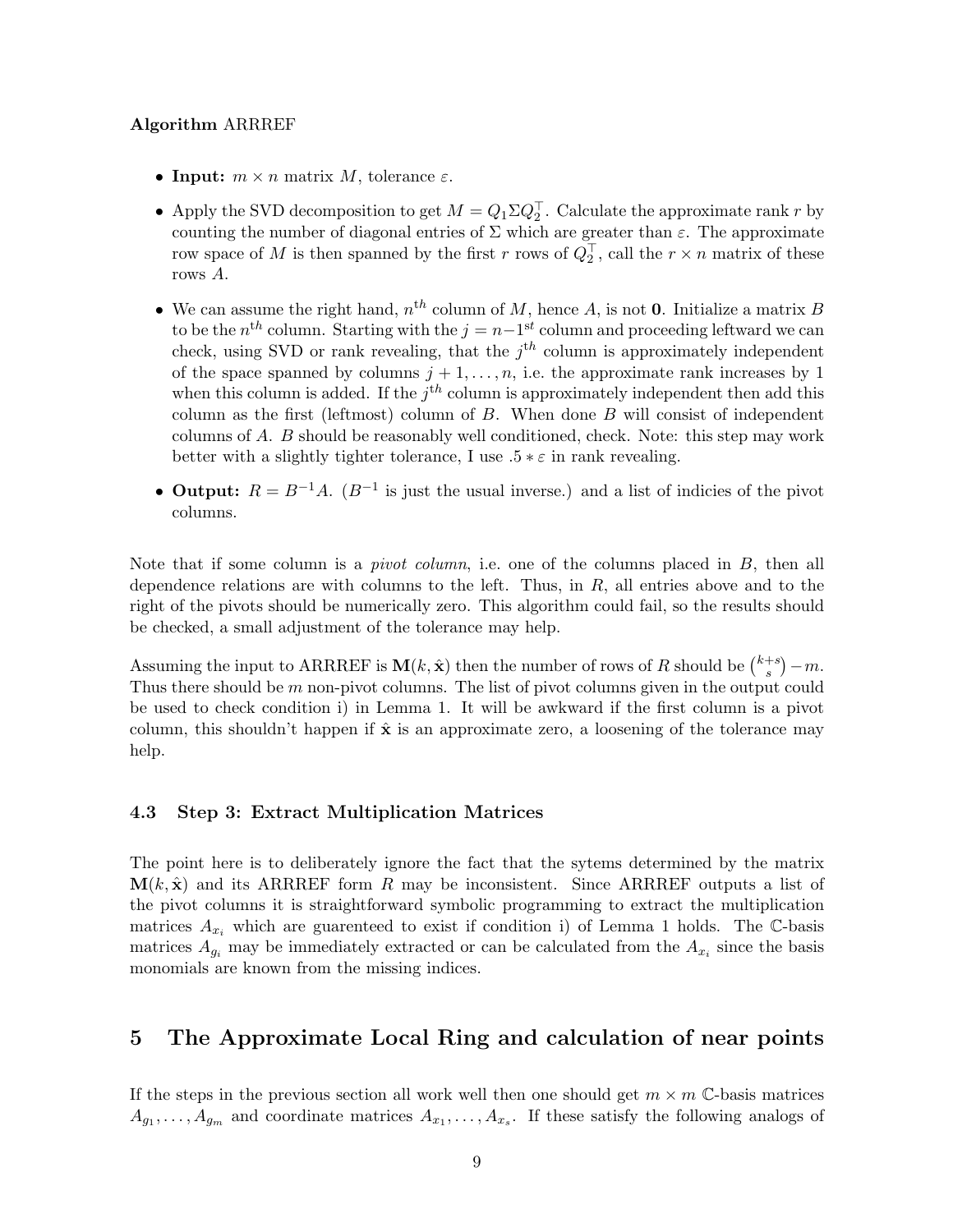**Algorithm** ARRREF

- **Input:** $m \times n$ matrix $M$, tolerance $\varepsilon$.
- Apply the SVD decomposition to get $M = Q_1 \Sigma Q_2^\top$. Calculate the approximate rank $r$ by counting the number of diagonal entries of $\Sigma$ which are greater than $\varepsilon$. The approximate row space of $M$ is then spanned by the first $r$ rows of $Q_2^\top$, call the $r \times n$ matrix of these rows $A$.
- We can assume the right hand, $n^{th}$ column of $M$, hence $A$, is not $\mathbf{0}$. Initialize a matrix $B$ to be the $n^{th}$ column. Starting with the $j = n-1^{st}$ column and proceeding leftward we can check, using SVD or rank revealing, that the $j^{th}$ column is approximately independent of the space spanned by columns $j+1, \ldots, n$, i.e. the approximate rank increases by 1 when this column is added. If the $j^{th}$ column is approximately independent then add this column as the first (leftmost) column of $B$. When done $B$ will consist of independent columns of $A$. $B$ should be reasonably well conditioned, check. Note: this step may work better with a slightly tighter tolerance, I use $.5 * \varepsilon$ in rank revealing.
- **Output:** $R = B^{-1}A$. ($B^{-1}$ is just the usual inverse.) and a list of indicies of the pivot columns.

Note that if some column is a *pivot column*, i.e. one of the columns placed in $B$, then all dependence relations are with columns to the left. Thus, in $R$, all entries above and to the right of the pivots should be numerically zero. This algorithm could fail, so the results should be checked, a small adjustment of the tolerance may help.

Assuming the input to ARRREF is $\mathbf{M}(k, \hat{\mathbf{x}})$ then the number of rows of $R$ should be $\binom{k+s}{s} - m$. Thus there should be $m$ non-pivot columns. The list of pivot columns given in the output could be used to check condition i) in Lemma 1. It will be awkward if the first column is a pivot column, this shouldn't happen if $\hat{\mathbf{x}}$ is an approximate zero, a loosening of the tolerance may help.

### 4.3 Step 3: Extract Multiplication Matrices

The point here is to deliberately ignore the fact that the sytems determined by the matrix $\mathbf{M}(k, \hat{\mathbf{x}})$ and its ARRREF form $R$ may be inconsistent. Since ARRREF outputs a list of the pivot columns it is straightforward symbolic programming to extract the multiplication matrices $A_{x_i}$ which are guarenteed to exist if condition i) of Lemma 1 holds. The $\mathbb{C}$-basis matrices $A_{g_i}$ may be immediately extracted or can be calculated from the $A_{x_i}$ since the basis monomials are known from the missing indices.

## 5 The Approximate Local Ring and calculation of near points

If the steps in the previous section all work well then one should get $m \times m$ $\mathbb{C}$-basis matrices $A_{g_1}, \ldots, A_{g_m}$ and coordinate matrices $A_{x_1}, \ldots, A_{x_s}$. If these satisfy the following analogs of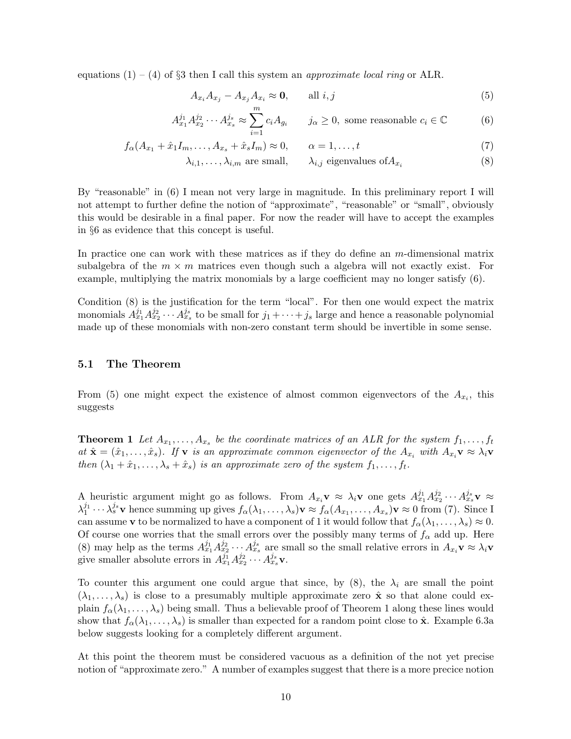equations (1) – (4) of §3 then I call this system an *approximate local ring* or ALR.

$$A_{x_i}A_{x_j} - A_{x_j}A_{x_i} \approx \mathbf{0}, \qquad \text{all } i, j \tag{5}$$

$$A_{x_1}^{j_1}A_{x_2}^{j_2}\cdots A_{x_s}^{j_s} \approx \sum_{i=1}^{m} c_i A_{g_i} \qquad j_\alpha \geq 0, \text{ some reasonable } c_i \in \mathbb{C} \tag{6}$$

$$f_\alpha(A_{x_1} + \hat{x}_1 I_m, \ldots, A_{x_s} + \hat{x}_s I_m) \approx 0, \qquad \alpha = 1, \ldots, t \tag{7}$$

$$\lambda_{i,1}, \ldots, \lambda_{i,m} \text{ are small}, \qquad \lambda_{i,j} \text{ eigenvalues of} A_{x_i} \tag{8}$$

By "reasonable" in (6) I mean not very large in magnitude. In this preliminary report I will not attempt to further define the notion of "approximate", "reasonable" or "small", obviously this would be desirable in a final paper. For now the reader will have to accept the examples in §6 as evidence that this concept is useful.

In practice one can work with these matrices as if they do define an $m$-dimensional matrix subalgebra of the $m \times m$ matrices even though such a algebra will not exactly exist. For example, multiplying the matrix monomials by a large coefficient may no longer satisfy (6).

Condition (8) is the justification for the term "local". For then one would expect the matrix monomials $A_{x_1}^{j_1}A_{x_2}^{j_2}\cdots A_{x_s}^{j_s}$ to be small for $j_1 + \cdots + j_s$ large and hence a reasonable polynomial made up of these monomials with non-zero constant term should be invertible in some sense.

### 5.1 The Theorem

From (5) one might expect the existence of almost common eigenvectors of the $A_{x_i}$, this suggests

**Theorem 1** *Let $A_{x_1}, \ldots, A_{x_s}$ be the coordinate matrices of an ALR for the system $f_1, \ldots, f_t$ at $\hat{\mathbf{x}} = (\hat{x}_1, \ldots, \hat{x}_s)$. If $\mathbf{v}$ is an approximate common eigenvector of the $A_{x_i}$ with $A_{x_i}\mathbf{v} \approx \lambda_i \mathbf{v}$ then $(\lambda_1 + \hat{x}_1, \ldots, \lambda_s + \hat{x}_s)$ is an approximate zero of the system $f_1, \ldots, f_t$.*

A heuristic argument might go as follows. From $A_{x_i}\mathbf{v} \approx \lambda_i \mathbf{v}$ one gets $A_{x_1}^{j_1}A_{x_2}^{j_2}\cdots A_{x_s}^{j_s}\mathbf{v} \approx \lambda_1^{j_1}\cdots\lambda_s^{j_s}\mathbf{v}$ hence summing up gives $f_\alpha(\lambda_1, \ldots, \lambda_s)\mathbf{v} \approx f_\alpha(A_{x_1}, \ldots, A_{x_s})\mathbf{v} \approx 0$ from (7). Since I can assume $\mathbf{v}$ to be normalized to have a component of 1 it would follow that $f_\alpha(\lambda_1, \ldots, \lambda_s) \approx 0$. Of course one worries that the small errors over the possibly many terms of $f_\alpha$ add up. Here (8) may help as the terms $A_{x_1}^{j_1}A_{x_2}^{j_2}\cdots A_{x_s}^{j_s}$ are small so the small relative errors in $A_{x_i}\mathbf{v} \approx \lambda_i \mathbf{v}$ give smaller absolute errors in $A_{x_1}^{j_1}A_{x_2}^{j_2}\cdots A_{x_s}^{j_s}\mathbf{v}$.

To counter this argument one could argue that since, by (8), the $\lambda_i$ are small the point $(\lambda_1, \ldots, \lambda_s)$ is close to a presumably multiple approximate zero $\hat{\mathbf{x}}$ so that alone could explain $f_\alpha(\lambda_1, \ldots, \lambda_s)$ being small. Thus a believable proof of Theorem 1 along these lines would show that $f_\alpha(\lambda_1, \ldots, \lambda_s)$ is smaller than expected for a random point close to $\hat{\mathbf{x}}$. Example 6.3a below suggests looking for a completely different argument.

At this point the theorem must be considered vacuous as a definition of the not yet precise notion of "approximate zero." A number of examples suggest that there is a more precice notion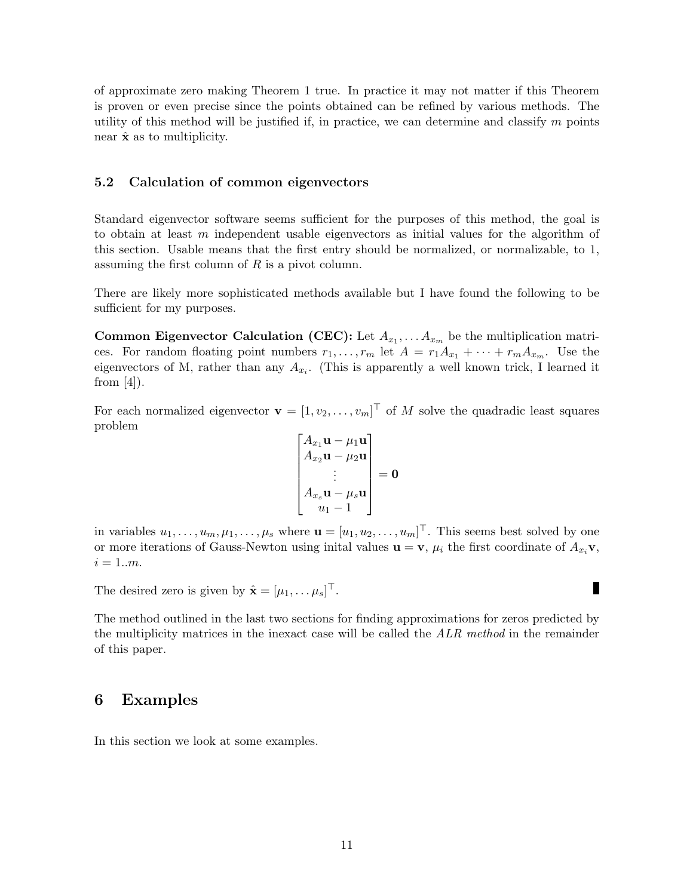of approximate zero making Theorem 1 true. In practice it may not matter if this Theorem is proven or even precise since the points obtained can be refined by various methods. The utility of this method will be justified if, in practice, we can determine and classify $m$ points near $\hat{\mathbf{x}}$ as to multiplicity.

### 5.2 Calculation of common eigenvectors

Standard eigenvector software seems sufficient for the purposes of this method, the goal is to obtain at least $m$ independent usable eigenvectors as initial values for the algorithm of this section. Usable means that the first entry should be normalized, or normalizable, to 1, assuming the first column of $R$ is a pivot column.

There are likely more sophisticated methods available but I have found the following to be sufficient for my purposes.

**Common Eigenvector Calculation (CEC):** Let $A_{x_1}, \ldots A_{x_m}$ be the multiplication matrices. For random floating point numbers $r_1, \ldots, r_m$ let $A = r_1 A_{x_1} + \cdots + r_m A_{x_m}$. Use the eigenvectors of M, rather than any $A_{x_i}$. (This is apparently a well known trick, I learned it from [4]).

For each normalized eigenvector $\mathbf{v} = [1, v_2, \ldots, v_m]^\top$ of $M$ solve the quadradic least squares problem

$$\begin{bmatrix} A_{x_1}\mathbf{u} - \mu_1 \mathbf{u} \\ A_{x_2}\mathbf{u} - \mu_2 \mathbf{u} \\ \vdots \\ A_{x_s}\mathbf{u} - \mu_s \mathbf{u} \\ u_1 - 1 \end{bmatrix} = \mathbf{0}$$

in variables $u_1, \ldots, u_m, \mu_1, \ldots, \mu_s$ where $\mathbf{u} = [u_1, u_2, \ldots, u_m]^\top$. This seems best solved by one or more iterations of Gauss-Newton using inital values $\mathbf{u} = \mathbf{v}$, $\mu_i$ the first coordinate of $A_{x_i}\mathbf{v}$, $i = 1..m$.

The desired zero is given by $\hat{\mathbf{x}} = [\mu_1, \ldots \mu_s]^\top$. ∎

The method outlined in the last two sections for finding approximations for zeros predicted by the multiplicity matrices in the inexact case will be called the *ALR method* in the remainder of this paper.

## 6 Examples

In this section we look at some examples.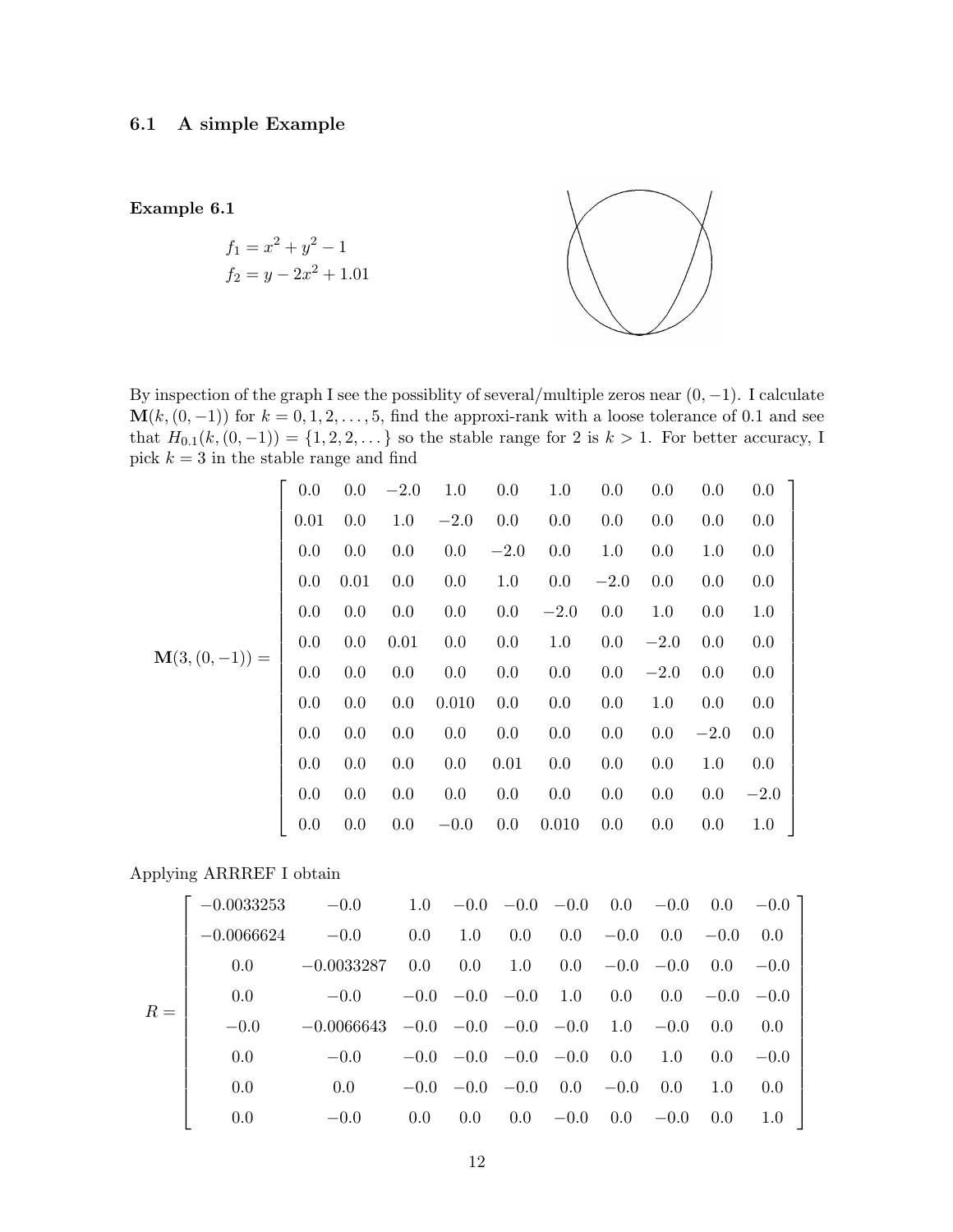### 6.1 A simple Example

**Example 6.1**

$$f_1 = x^2 + y^2 - 1$$
$$f_2 = y - 2x^2 + 1.01$$

By inspection of the graph I see the possiblity of several/multiple zeros near $(0, -1)$. I calculate $\mathbf{M}(k, (0, -1))$ for $k = 0, 1, 2, \ldots, 5$, find the approxi-rank with a loose tolerance of 0.1 and see that $H_{0.1}(k, (0, -1)) = \{1, 2, 2, \ldots\}$ so the stable range for 2 is $k > 1$. For better accuracy, I pick $k = 3$ in the stable range and find

$$\mathbf{M}(3, (0, -1)) = \begin{bmatrix}
0.0 & 0.0 & -2.0 & 1.0 & 0.0 & 1.0 & 0.0 & 0.0 & 0.0 & 0.0 \\
0.01 & 0.0 & 1.0 & -2.0 & 0.0 & 0.0 & 0.0 & 0.0 & 0.0 & 0.0 \\
0.0 & 0.0 & 0.0 & 0.0 & -2.0 & 0.0 & 1.0 & 0.0 & 1.0 & 0.0 \\
0.0 & 0.01 & 0.0 & 0.0 & 1.0 & 0.0 & -2.0 & 0.0 & 0.0 & 0.0 \\
0.0 & 0.0 & 0.0 & 0.0 & 0.0 & -2.0 & 0.0 & 1.0 & 0.0 & 1.0 \\
0.0 & 0.0 & 0.01 & 0.0 & 0.0 & 1.0 & 0.0 & -2.0 & 0.0 & 0.0 \\
0.0 & 0.0 & 0.0 & 0.0 & 0.0 & 0.0 & 0.0 & -2.0 & 0.0 & 0.0 \\
0.0 & 0.0 & 0.0 & 0.010 & 0.0 & 0.0 & 0.0 & 1.0 & 0.0 & 0.0 \\
0.0 & 0.0 & 0.0 & 0.0 & 0.0 & 0.0 & 0.0 & 0.0 & -2.0 & 0.0 \\
0.0 & 0.0 & 0.0 & 0.0 & 0.01 & 0.0 & 0.0 & 0.0 & 1.0 & 0.0 \\
0.0 & 0.0 & 0.0 & 0.0 & 0.0 & 0.0 & 0.0 & 0.0 & 0.0 & -2.0 \\
0.0 & 0.0 & 0.0 & -0.0 & 0.0 & 0.010 & 0.0 & 0.0 & 0.0 & 1.0
\end{bmatrix}$$

Applying ARRREF I obtain

$$R = \begin{bmatrix}
-0.0033253 & -0.0 & 1.0 & -0.0 & -0.0 & -0.0 & 0.0 & -0.0 & 0.0 & -0.0 \\
-0.0066624 & -0.0 & 0.0 & 1.0 & 0.0 & 0.0 & -0.0 & 0.0 & -0.0 & 0.0 \\
0.0 & -0.0033287 & 0.0 & 0.0 & 1.0 & 0.0 & -0.0 & -0.0 & 0.0 & -0.0 \\
0.0 & -0.0 & -0.0 & -0.0 & -0.0 & 1.0 & 0.0 & 0.0 & -0.0 & -0.0 \\
-0.0 & -0.0066643 & -0.0 & -0.0 & -0.0 & -0.0 & 1.0 & -0.0 & 0.0 & 0.0 \\
0.0 & -0.0 & -0.0 & -0.0 & -0.0 & -0.0 & 0.0 & 1.0 & 0.0 & -0.0 \\
0.0 & 0.0 & -0.0 & -0.0 & -0.0 & 0.0 & -0.0 & 0.0 & 1.0 & 0.0 \\
0.0 & -0.0 & 0.0 & 0.0 & 0.0 & -0.0 & 0.0 & -0.0 & 0.0 & 1.0
\end{bmatrix}$$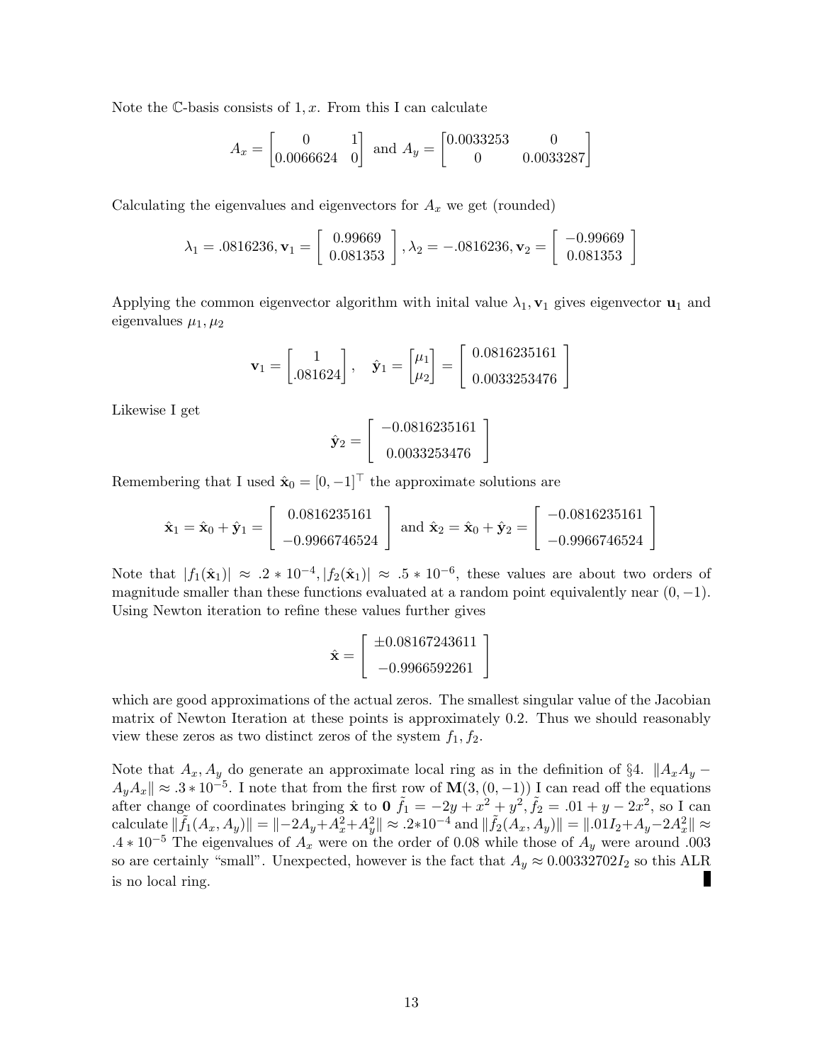Note the $\mathbb{C}$-basis consists of $1, x$. From this I can calculate

$$A_x = \begin{bmatrix} 0 & 1 \\ 0.0066624 & 0 \end{bmatrix} \text{ and } A_y = \begin{bmatrix} 0.0033253 & 0 \\ 0 & 0.0033287 \end{bmatrix}$$

Calculating the eigenvalues and eigenvectors for $A_x$ we get (rounded)

$$\lambda_1 = .0816236, \mathbf{v}_1 = \left[ \begin{array}{c} 0.99669 \\ 0.081353 \end{array} \right], \lambda_2 = -.0816236, \mathbf{v}_2 = \left[ \begin{array}{c} -0.99669 \\ 0.081353 \end{array} \right]$$

Applying the common eigenvector algorithm with inital value $\lambda_1, \mathbf{v}_1$ gives eigenvector $\mathbf{u}_1$ and eigenvalues $\mu_1, \mu_2$

$$\mathbf{v}_1 = \begin{bmatrix} 1 \\ .081624 \end{bmatrix}, \quad \hat{\mathbf{y}}_1 = \begin{bmatrix} \mu_1 \\ \mu_2 \end{bmatrix} = \left[ \begin{array}{c} 0.0816235161 \\ 0.0033253476 \end{array} \right]$$

Likewise I get

$$\hat{\mathbf{y}}_2 = \left[ \begin{array}{c} -0.0816235161 \\ 0.0033253476 \end{array} \right]$$

Remembering that I used $\hat{\mathbf{x}}_0 = [0, -1]^\top$ the approximate solutions are

$$\hat{\mathbf{x}}_1 = \hat{\mathbf{x}}_0 + \hat{\mathbf{y}}_1 = \left[ \begin{array}{c} 0.0816235161 \\ -0.9966746524 \end{array} \right] \text{ and } \hat{\mathbf{x}}_2 = \hat{\mathbf{x}}_0 + \hat{\mathbf{y}}_2 = \left[ \begin{array}{c} -0.0816235161 \\ -0.9966746524 \end{array} \right]$$

Note that $|f_1(\hat{\mathbf{x}}_1)| \approx .2 * 10^{-4}, |f_2(\hat{\mathbf{x}}_1)| \approx .5 * 10^{-6}$, these values are about two orders of magnitude smaller than these functions evaluated at a random point equivalently near $(0, -1)$. Using Newton iteration to refine these values further gives

$$\hat{\mathbf{x}} = \left[ \begin{array}{c} \pm 0.08167243611 \\ -0.9966592261 \end{array} \right]$$

which are good approximations of the actual zeros. The smallest singular value of the Jacobian matrix of Newton Iteration at these points is approximately 0.2. Thus we should reasonably view these zeros as two distinct zeros of the system $f_1, f_2$.

Note that $A_x, A_y$ do generate an approximate local ring as in the definition of §4. $\|A_x A_y - A_y A_x\| \approx .3 * 10^{-5}$. I note that from the first row of $\mathbf{M}(3, (0, -1))$ I can read off the equations after change of coordinates bringing $\hat{\mathbf{x}}$ to $\mathbf{0}$ $\tilde{f}_1 = -2y + x^2 + y^2, \tilde{f}_2 = .01 + y - 2x^2$, so I can calculate $\|\tilde{f}_1(A_x, A_y)\| = \|-2A_y + A_x^2 + A_y^2\| \approx .2 * 10^{-4}$ and $\|\tilde{f}_2(A_x, A_y)\| = \|.01 I_2 + A_y - 2A_x^2\| \approx .4 * 10^{-5}$ The eigenvalues of $A_x$ were on the order of 0.08 while those of $A_y$ were around .003 so are certainly "small". Unexpected, however is the fact that $A_y \approx 0.00332702 I_2$ so this ALR is no local ring. ∎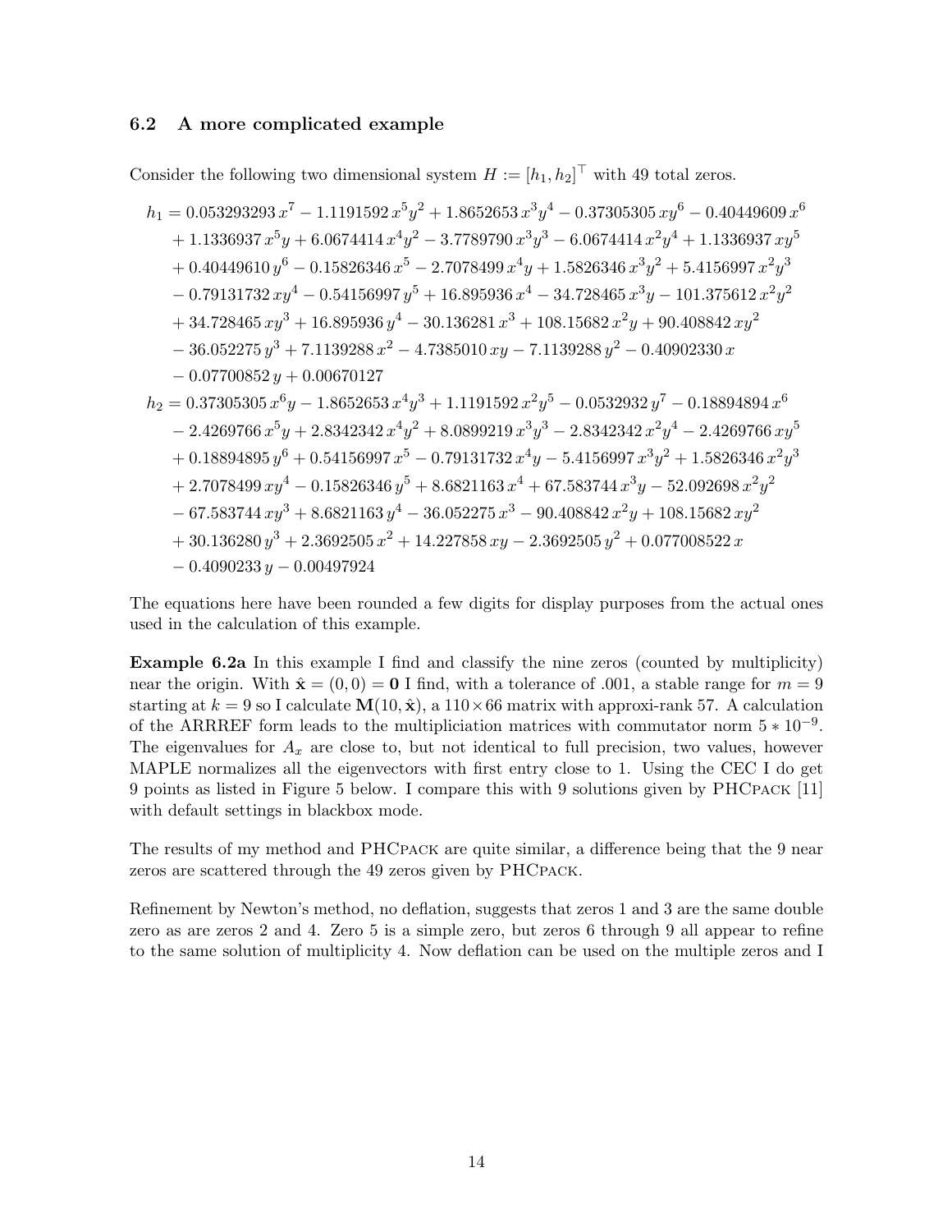### 6.2 A more complicated example

Consider the following two dimensional system $H := [h_1, h_2]^\top$ with 49 total zeros.

$$
\begin{aligned}
h_1 &= 0.053293293\,x^7 - 1.1191592\,x^5y^2 + 1.8652653\,x^3y^4 - 0.37305305\,xy^6 - 0.40449609\,x^6 \\
&\quad + 1.1336937\,x^5y + 6.0674414\,x^4y^2 - 3.7789790\,x^3y^3 - 6.0674414\,x^2y^4 + 1.1336937\,xy^5 \\
&\quad + 0.40449610\,y^6 - 0.15826346\,x^5 - 2.7078499\,x^4y + 1.5826346\,x^3y^2 + 5.4156997\,x^2y^3 \\
&\quad - 0.79131732\,xy^4 - 0.54156997\,y^5 + 16.895936\,x^4 - 34.728465\,x^3y - 101.375612\,x^2y^2 \\
&\quad + 34.728465\,xy^3 + 16.895936\,y^4 - 30.136281\,x^3 + 108.15682\,x^2y + 90.408842\,xy^2 \\
&\quad - 36.052275\,y^3 + 7.1139288\,x^2 - 4.7385010\,xy - 7.1139288\,y^2 - 0.40902330\,x \\
&\quad - 0.07700852\,y + 0.00670127 \\
h_2 &= 0.37305305\,x^6y - 1.8652653\,x^4y^3 + 1.1191592\,x^2y^5 - 0.0532932\,y^7 - 0.18894894\,x^6 \\
&\quad - 2.4269766\,x^5y + 2.8342342\,x^4y^2 + 8.0899219\,x^3y^3 - 2.8342342\,x^2y^4 - 2.4269766\,xy^5 \\
&\quad + 0.18894895\,y^6 + 0.54156997\,x^5 - 0.79131732\,x^4y - 5.4156997\,x^3y^2 + 1.5826346\,x^2y^3 \\
&\quad + 2.7078499\,xy^4 - 0.15826346\,y^5 + 8.6821163\,x^4 + 67.583744\,x^3y - 52.092698\,x^2y^2 \\
&\quad - 67.583744\,xy^3 + 8.6821163\,y^4 - 36.052275\,x^3 - 90.408842\,x^2y + 108.15682\,xy^2 \\
&\quad + 30.136280\,y^3 + 2.3692505\,x^2 + 14.227858\,xy - 2.3692505\,y^2 + 0.077008522\,x \\
&\quad - 0.4090233\,y - 0.00497924
\end{aligned}
$$

The equations here have been rounded a few digits for display purposes from the actual ones used in the calculation of this example.

**Example 6.2a** In this example I find and classify the nine zeros (counted by multiplicity) near the origin. With $\hat{\mathbf{x}} = (0, 0) = \mathbf{0}$ I find, with a tolerance of .001, a stable range for $m = 9$ starting at $k = 9$ so I calculate $\mathbf{M}(10, \hat{\mathbf{x}})$, a $110 \times 66$ matrix with approxi-rank 57. A calculation of the ARRREF form leads to the multipliciation matrices with commutator norm $5 * 10^{-9}$. The eigenvalues for $A_x$ are close to, but not identical to full precision, two values, however MAPLE normalizes all the eigenvectors with first entry close to 1. Using the CEC I do get 9 points as listed in Figure 5 below. I compare this with 9 solutions given by PHCpack [11] with default settings in blackbox mode.

The results of my method and PHCpack are quite similar, a difference being that the 9 near zeros are scattered through the 49 zeros given by PHCpack.

Refinement by Newton's method, no deflation, suggests that zeros 1 and 3 are the same double zero as are zeros 2 and 4. Zero 5 is a simple zero, but zeros 6 through 9 all appear to refine to the same solution of multiplicity 4. Now deflation can be used on the multiple zeros and I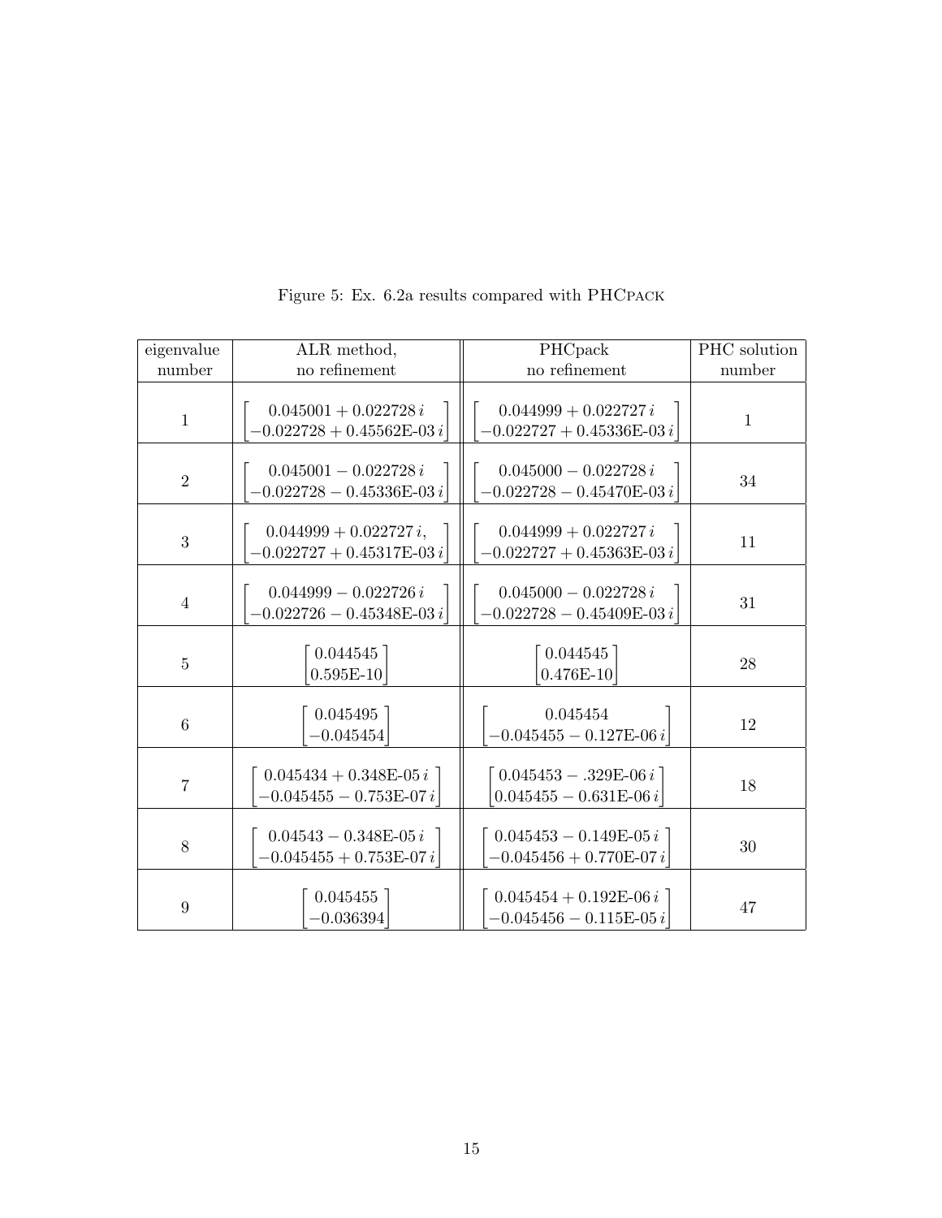Figure 5: Ex. 6.2a results compared with PHCPACK

| eigenvalue number | ALR method, no refinement | PHCpack no refinement | PHC solution number |
|---|---|---|---|
| 1 | $\begin{bmatrix} 0.045001 + 0.022728\,i \\ -0.022728 + 0.45562\text{E-}03\,i \end{bmatrix}$ | $\begin{bmatrix} 0.044999 + 0.022727\,i \\ -0.022727 + 0.45336\text{E-}03\,i \end{bmatrix}$ | 1 |
| 2 | $\begin{bmatrix} 0.045001 - 0.022728\,i \\ -0.022728 - 0.45336\text{E-}03\,i \end{bmatrix}$ | $\begin{bmatrix} 0.045000 - 0.022728\,i \\ -0.022728 - 0.45470\text{E-}03\,i \end{bmatrix}$ | 34 |
| 3 | $\begin{bmatrix} 0.044999 + 0.022727\,i, \\ -0.022727 + 0.45317\text{E-}03\,i \end{bmatrix}$ | $\begin{bmatrix} 0.044999 + 0.022727\,i \\ -0.022727 + 0.45363\text{E-}03\,i \end{bmatrix}$ | 11 |
| 4 | $\begin{bmatrix} 0.044999 - 0.022726\,i \\ -0.022726 - 0.45348\text{E-}03\,i \end{bmatrix}$ | $\begin{bmatrix} 0.045000 - 0.022728\,i \\ -0.022728 - 0.45409\text{E-}03\,i \end{bmatrix}$ | 31 |
| 5 | $\begin{bmatrix} 0.044545 \\ 0.595\text{E-}10 \end{bmatrix}$ | $\begin{bmatrix} 0.044545 \\ 0.476\text{E-}10 \end{bmatrix}$ | 28 |
| 6 | $\begin{bmatrix} 0.045495 \\ -0.045454 \end{bmatrix}$ | $\begin{bmatrix} 0.045454 \\ -0.045455 - 0.127\text{E-}06\,i \end{bmatrix}$ | 12 |
| 7 | $\begin{bmatrix} 0.045434 + 0.348\text{E-}05\,i \\ -0.045455 - 0.753\text{E-}07\,i \end{bmatrix}$ | $\begin{bmatrix} 0.045453 - .329\text{E-}06\,i \\ 0.045455 - 0.631\text{E-}06\,i \end{bmatrix}$ | 18 |
| 8 | $\begin{bmatrix} 0.04543 - 0.348\text{E-}05\,i \\ -0.045455 + 0.753\text{E-}07\,i \end{bmatrix}$ | $\begin{bmatrix} 0.045453 - 0.149\text{E-}05\,i \\ -0.045456 + 0.770\text{E-}07\,i \end{bmatrix}$ | 30 |
| 9 | $\begin{bmatrix} 0.045455 \\ -0.036394 \end{bmatrix}$ | $\begin{bmatrix} 0.045454 + 0.192\text{E-}06\,i \\ -0.045456 - 0.115\text{E-}05\,i \end{bmatrix}$ | 47 |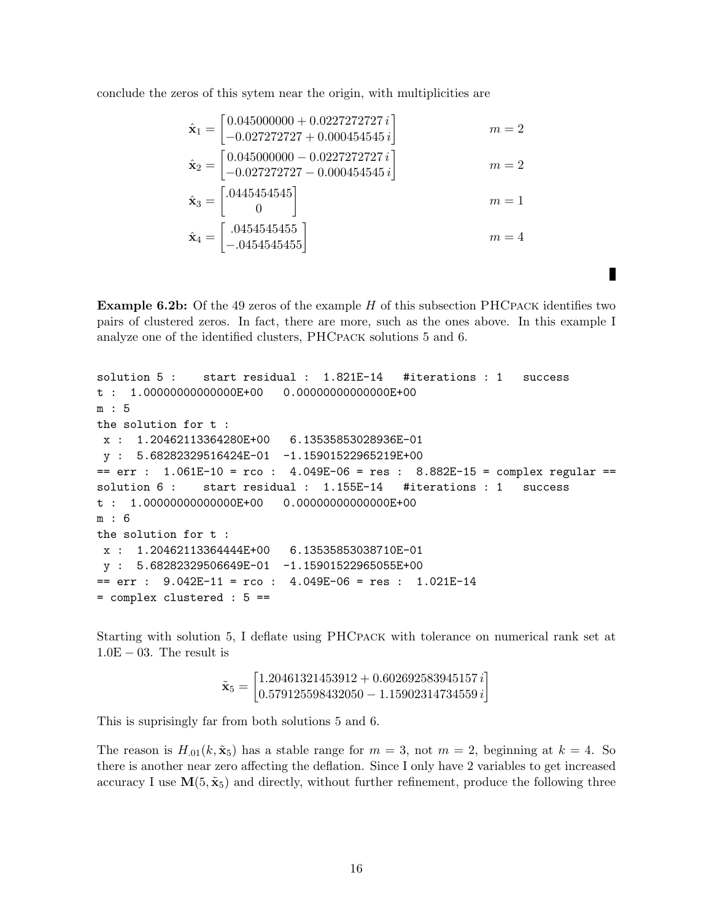conclude the zeros of this sytem near the origin, with multiplicities are

$$\hat{\mathbf{x}}_1 = \begin{bmatrix} 0.045000000 + 0.0227272727\,i \\ -0.027272727 + 0.000454545\,i \end{bmatrix} \qquad m = 2$$

$$\hat{\mathbf{x}}_2 = \begin{bmatrix} 0.045000000 - 0.0227272727\,i \\ -0.027272727 - 0.000454545\,i \end{bmatrix} \qquad m = 2$$

$$\hat{\mathbf{x}}_3 = \begin{bmatrix} .0445454545 \\ 0 \end{bmatrix} \qquad m = 1$$

$$\hat{\mathbf{x}}_4 = \begin{bmatrix} .0454545455 \\ -.0454545455 \end{bmatrix} \qquad m = 4$$

∎

**Example 6.2b:** Of the 49 zeros of the example $H$ of this subsection PHCpack identifies two pairs of clustered zeros. In fact, there are more, such as the ones above. In this example I analyze one of the identified clusters, PHCpack solutions 5 and 6.

```
solution 5 :    start residual :  1.821E-14   #iterations : 1   success
t :  1.00000000000000E+00   0.00000000000000E+00
m : 5
the solution for t :
 x :  1.20462113364280E+00   6.13535853028936E-01
 y :  5.68282329516424E-01  -1.15901522965219E+00
== err :  1.061E-10 = rco :  4.049E-06 = res :  8.882E-15 = complex regular ==
solution 6 :    start residual :  1.155E-14   #iterations : 1   success
t :  1.00000000000000E+00   0.00000000000000E+00
m : 6
the solution for t :
 x :  1.20462113364444E+00   6.13535853038710E-01
 y :  5.68282329506649E-01  -1.15901522965055E+00
== err :  9.042E-11 = rco :  4.049E-06 = res :  1.021E-14
= complex clustered : 5 ==
```

Starting with solution 5, I deflate using PHCpack with tolerance on numerical rank set at $1.0\text{E}-03$. The result is

$$\tilde{\mathbf{x}}_5 = \begin{bmatrix} 1.20461321453912 + 0.602692583945157\,i \\ 0.579125598432050 - 1.15902314734559\,i \end{bmatrix}$$

This is suprisingly far from both solutions 5 and 6.

The reason is $H_{.01}(k, \tilde{\mathbf{x}}_5)$ has a stable range for $m = 3$, not $m = 2$, beginning at $k = 4$. So there is another near zero affecting the deflation. Since I only have 2 variables to get increased accuracy I use $\mathbf{M}(5, \tilde{\mathbf{x}}_5)$ and directly, without further refinement, produce the following three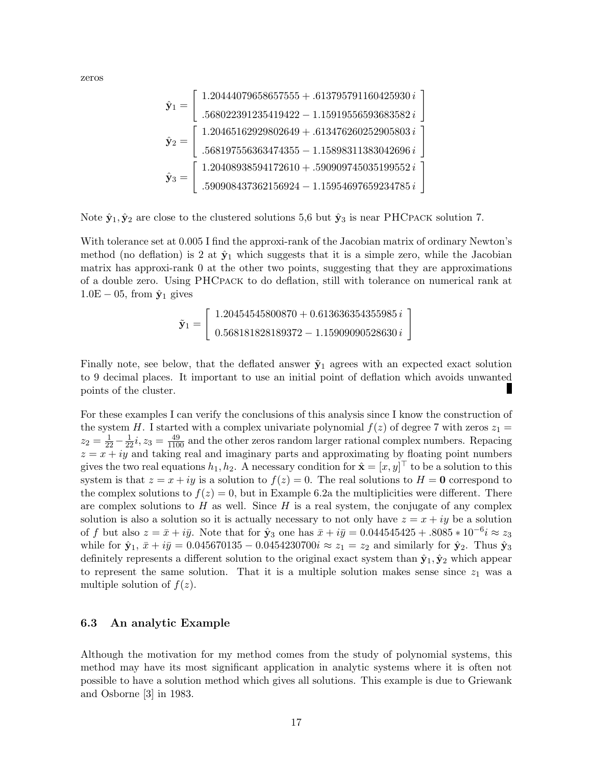zeros

$$\hat{\mathbf{y}}_1 = \begin{bmatrix} 1.20444079658657555 + .613795791160425930\,i \\ .568022391235419422 - 1.15919556593683582\,i \end{bmatrix}$$

$$\hat{\mathbf{y}}_2 = \begin{bmatrix} 1.20465162929802649 + .613476260252905803\,i \\ .568197556363474355 - 1.15898311383042696\,i \end{bmatrix}$$

$$\hat{\mathbf{y}}_3 = \begin{bmatrix} 1.20408938594172610 + .590909745035199552\,i \\ .590908437362156924 - 1.15954697659234785\,i \end{bmatrix}$$

Note $\hat{\mathbf{y}}_1, \hat{\mathbf{y}}_2$ are close to the clustered solutions 5,6 but $\hat{\mathbf{y}}_3$ is near PHCPACK solution 7.

With tolerance set at 0.005 I find the approxi-rank of the Jacobian matrix of ordinary Newton's method (no deflation) is 2 at $\hat{\mathbf{y}}_1$ which suggests that it is a simple zero, while the Jacobian matrix has approxi-rank 0 at the other two points, suggesting that they are approximations of a double zero. Using PHCPACK to do deflation, still with tolerance on numerical rank at $1.0\text{E}-05$, from $\hat{\mathbf{y}}_1$ gives

$$\tilde{\mathbf{y}}_1 = \begin{bmatrix} 1.20454545800870 + 0.613636354355985\,i \\ 0.568181828189372 - 1.15909090528630\,i \end{bmatrix}$$

Finally note, see below, that the deflated answer $\tilde{\mathbf{y}}_1$ agrees with an expected exact solution to 9 decimal places. It important to use an initial point of deflation which avoids unwanted points of the cluster. ∎

For these examples I can verify the conclusions of this analysis since I know the construction of the system $H$. I started with a complex univariate polynomial $f(z)$ of degree 7 with zeros $z_1 = z_2 = \frac{1}{22} - \frac{1}{22}i, z_3 = \frac{49}{1100}$ and the other zeros random larger rational complex numbers. Repacing $z = x + iy$ and taking real and imaginary parts and approximating by floating point numbers gives the two real equations $h_1, h_2$. A necessary condition for $\hat{\mathbf{x}} = [x, y]^\top$ to be a solution to this system is that $z = x + iy$ is a solution to $f(z) = 0$. The real solutions to $H = \mathbf{0}$ correspond to the complex solutions to $f(z) = 0$, but in Example 6.2a the multiplicities were different. There are complex solutions to $H$ as well. Since $H$ is a real system, the conjugate of any complex solution is also a solution so it is actually necessary to not only have $z = x + iy$ be a solution of $f$ but also $z = \bar{x} + i\bar{y}$. Note that for $\hat{\mathbf{y}}_3$ one has $\bar{x} + i\bar{y} = 0.044545425 + .8085 * 10^{-6}i \approx z_3$ while for $\hat{\mathbf{y}}_1$, $\bar{x} + i\bar{y} = 0.045670135 - 0.0454230700i \approx z_1 = z_2$ and similarly for $\hat{\mathbf{y}}_2$. Thus $\hat{\mathbf{y}}_3$ definitely represents a different solution to the original exact system than $\hat{\mathbf{y}}_1, \hat{\mathbf{y}}_2$ which appear to represent the same solution. That it is a multiple solution makes sense since $z_1$ was a multiple solution of $f(z)$.

### 6.3 An analytic Example

Although the motivation for my method comes from the study of polynomial systems, this method may have its most significant application in analytic systems where it is often not possible to have a solution method which gives all solutions. This example is due to Griewank and Osborne [3] in 1983.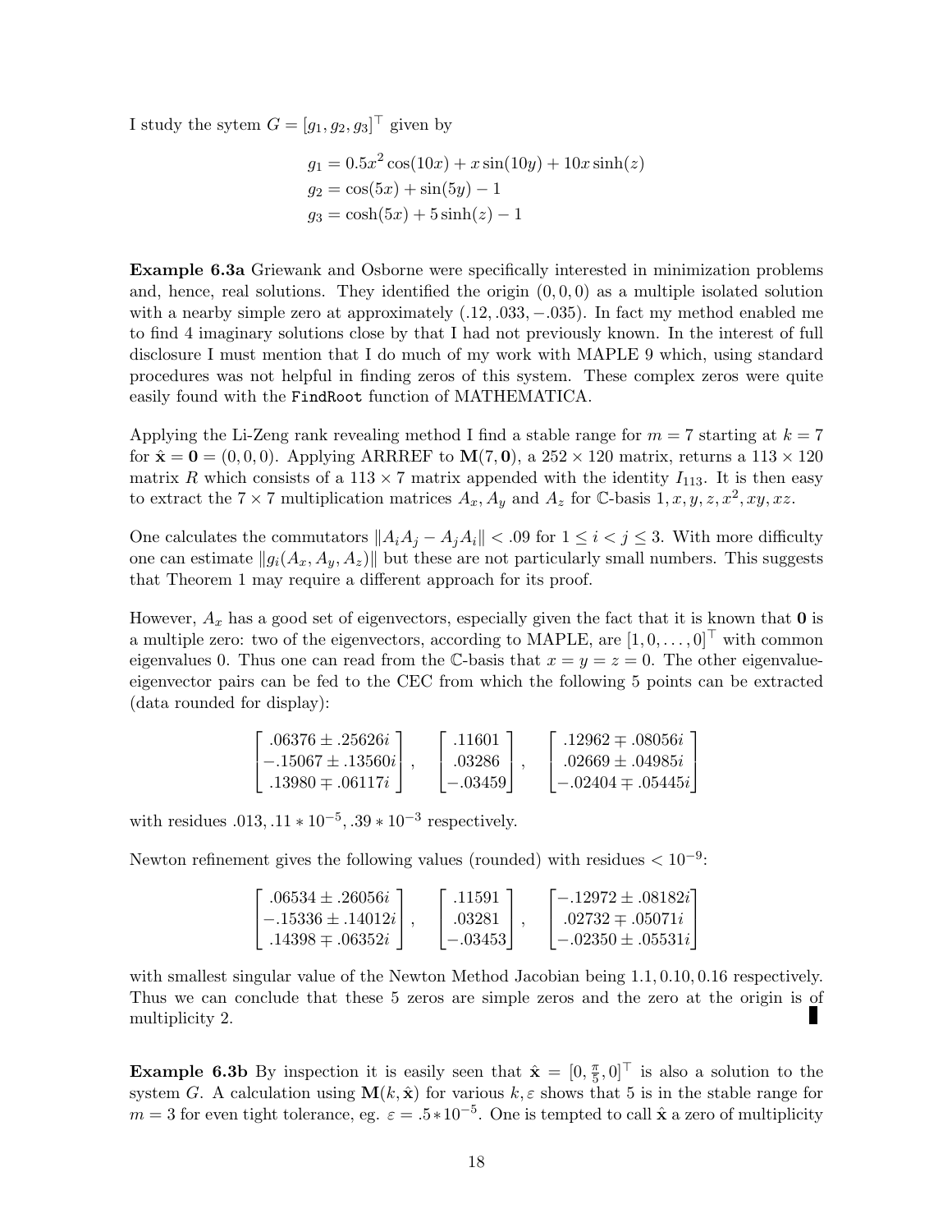I study the sytem $G = [g_1, g_2, g_3]^\top$ given by

$$
\begin{aligned}
g_1 &= 0.5x^2 \cos(10x) + x \sin(10y) + 10x \sinh(z) \\
g_2 &= \cos(5x) + \sin(5y) - 1 \\
g_3 &= \cosh(5x) + 5 \sinh(z) - 1
\end{aligned}
$$

**Example 6.3a** Griewank and Osborne were specifically interested in minimization problems and, hence, real solutions. They identified the origin $(0, 0, 0)$ as a multiple isolated solution with a nearby simple zero at approximately $(.12, .033, -.035)$. In fact my method enabled me to find 4 imaginary solutions close by that I had not previously known. In the interest of full disclosure I must mention that I do much of my work with MAPLE 9 which, using standard procedures was not helpful in finding zeros of this system. These complex zeros were quite easily found with the `FindRoot` function of MATHEMATICA.

Applying the Li-Zeng rank revealing method I find a stable range for $m = 7$ starting at $k = 7$ for $\hat{\mathbf{x}} = \mathbf{0} = (0, 0, 0)$. Applying ARRREF to $\mathbf{M}(7, \mathbf{0})$, a $252 \times 120$ matrix, returns a $113 \times 120$ matrix $R$ which consists of a $113 \times 7$ matrix appended with the identity $I_{113}$. It is then easy to extract the $7 \times 7$ multiplication matrices $A_x, A_y$ and $A_z$ for $\mathbb{C}$-basis $1, x, y, z, x^2, xy, xz$.

One calculates the commutators $\|A_i A_j - A_j A_i\| < .09$ for $1 \le i < j \le 3$. With more difficulty one can estimate $\|g_i(A_x, A_y, A_z)\|$ but these are not particularly small numbers. This suggests that Theorem 1 may require a different approach for its proof.

However, $A_x$ has a good set of eigenvectors, especially given the fact that it is known that $\mathbf{0}$ is a multiple zero: two of the eigenvectors, according to MAPLE, are $[1, 0, \ldots, 0]^\top$ with common eigenvalues 0. Thus one can read from the $\mathbb{C}$-basis that $x = y = z = 0$. The other eigenvalue-eigenvector pairs can be fed to the CEC from which the following 5 points can be extracted (data rounded for display):

$$
\begin{bmatrix} .06376 \pm .25626i \\ -.15067 \pm .13560i \\ .13980 \mp .06117i \end{bmatrix}, \quad
\begin{bmatrix} .11601 \\ .03286 \\ -.03459 \end{bmatrix}, \quad
\begin{bmatrix} .12962 \mp .08056i \\ .02669 \pm .04985i \\ -.02404 \mp .05445i \end{bmatrix}
$$

with residues $.013, .11 * 10^{-5}, .39 * 10^{-3}$ respectively.

Newton refinement gives the following values (rounded) with residues $< 10^{-9}$:

$$
\begin{bmatrix} .06534 \pm .26056i \\ -.15336 \pm .14012i \\ .14398 \mp .06352i \end{bmatrix}, \quad
\begin{bmatrix} .11591 \\ .03281 \\ -.03453 \end{bmatrix}, \quad
\begin{bmatrix} -.12972 \pm .08182i \\ .02732 \mp .05071i \\ -.02350 \pm .05531i \end{bmatrix}
$$

with smallest singular value of the Newton Method Jacobian being $1.1, 0.10, 0.16$ respectively. Thus we can conclude that these 5 zeros are simple zeros and the zero at the origin is of multiplicity 2. ∎

**Example 6.3b** By inspection it is easily seen that $\hat{\mathbf{x}} = [0, \frac{\pi}{5}, 0]^\top$ is also a solution to the system $G$. A calculation using $\mathbf{M}(k, \hat{\mathbf{x}})$ for various $k, \varepsilon$ shows that 5 is in the stable range for $m = 3$ for even tight tolerance, eg. $\varepsilon = .5 * 10^{-5}$. One is tempted to call $\hat{\mathbf{x}}$ a zero of multiplicity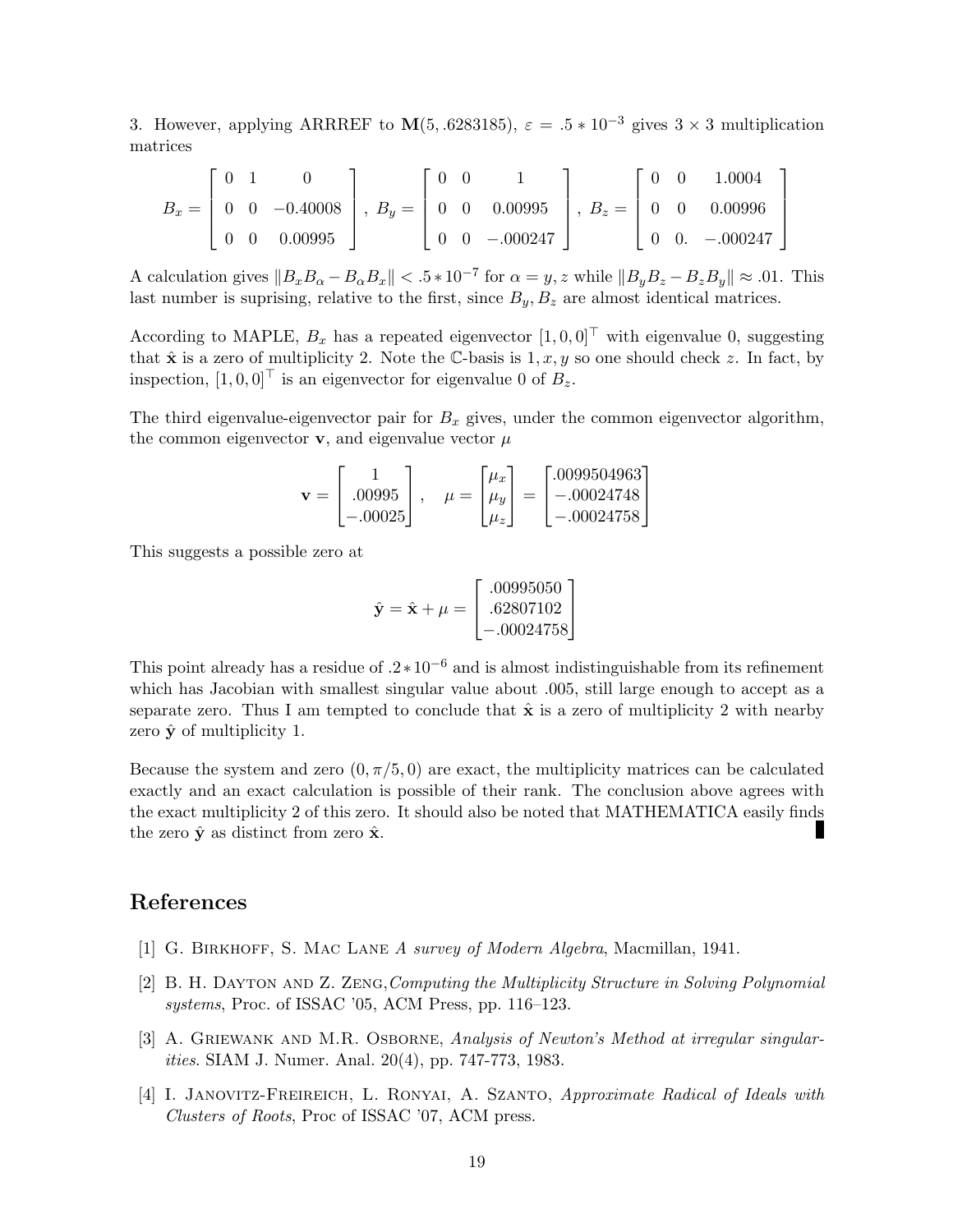3. However, applying ARRREF to $\mathbf{M}(5, .6283185)$, $\varepsilon = .5 * 10^{-3}$ gives $3 \times 3$ multiplication matrices

$$B_x = \begin{bmatrix} 0 & 1 & 0 \\ 0 & 0 & -0.40008 \\ 0 & 0 & 0.00995 \end{bmatrix}, \; B_y = \begin{bmatrix} 0 & 0 & 1 \\ 0 & 0 & 0.00995 \\ 0 & 0 & -.000247 \end{bmatrix}, \; B_z = \begin{bmatrix} 0 & 0 & 1.0004 \\ 0 & 0 & 0.00996 \\ 0 & 0. & -.000247 \end{bmatrix}$$

A calculation gives $\|B_x B_\alpha - B_\alpha B_x\| < .5 * 10^{-7}$ for $\alpha = y, z$ while $\|B_y B_z - B_z B_y\| \approx .01$. This last number is suprising, relative to the first, since $B_y, B_z$ are almost identical matrices.

According to MAPLE, $B_x$ has a repeated eigenvector $[1, 0, 0]^\top$ with eigenvalue 0, suggesting that $\hat{\mathbf{x}}$ is a zero of multiplicity 2. Note the $\mathbb{C}$-basis is $1, x, y$ so one should check $z$. In fact, by inspection, $[1, 0, 0]^\top$ is an eigenvector for eigenvalue 0 of $B_z$.

The third eigenvalue-eigenvector pair for $B_x$ gives, under the common eigenvector algorithm, the common eigenvector $\mathbf{v}$, and eigenvalue vector $\mu$

$$\mathbf{v} = \begin{bmatrix} 1 \\ .00995 \\ -.00025 \end{bmatrix}, \quad \mu = \begin{bmatrix} \mu_x \\ \mu_y \\ \mu_z \end{bmatrix} = \begin{bmatrix} .0099504963 \\ -.00024748 \\ -.00024758 \end{bmatrix}$$

This suggests a possible zero at

$$\hat{\mathbf{y}} = \hat{\mathbf{x}} + \mu = \begin{bmatrix} .00995050 \\ .62807102 \\ -.00024758 \end{bmatrix}$$

This point already has a residue of $.2 * 10^{-6}$ and is almost indistinguishable from its refinement which has Jacobian with smallest singular value about .005, still large enough to accept as a separate zero. Thus I am tempted to conclude that $\hat{\mathbf{x}}$ is a zero of multiplicity 2 with nearby zero $\hat{\mathbf{y}}$ of multiplicity 1.

Because the system and zero $(0, \pi/5, 0)$ are exact, the multiplicity matrices can be calculated exactly and an exact calculation is possible of their rank. The conclusion above agrees with the exact multiplicity 2 of this zero. It should also be noted that MATHEMATICA easily finds the zero $\hat{\mathbf{y}}$ as distinct from zero $\hat{\mathbf{x}}$. ∎

# References

[1] G. Birkhoff, S. Mac Lane *A survey of Modern Algebra*, Macmillan, 1941.

[2] B. H. Dayton and Z. Zeng, *Computing the Multiplicity Structure in Solving Polynomial systems*, Proc. of ISSAC '05, ACM Press, pp. 116–123.

[3] A. Griewank and M.R. Osborne, *Analysis of Newton's Method at irregular singularities*. SIAM J. Numer. Anal. 20(4), pp. 747-773, 1983.

[4] I. Janovitz-Freireich, L. Ronyai, A. Szanto, *Approximate Radical of Ideals with Clusters of Roots*, Proc of ISSAC '07, ACM press.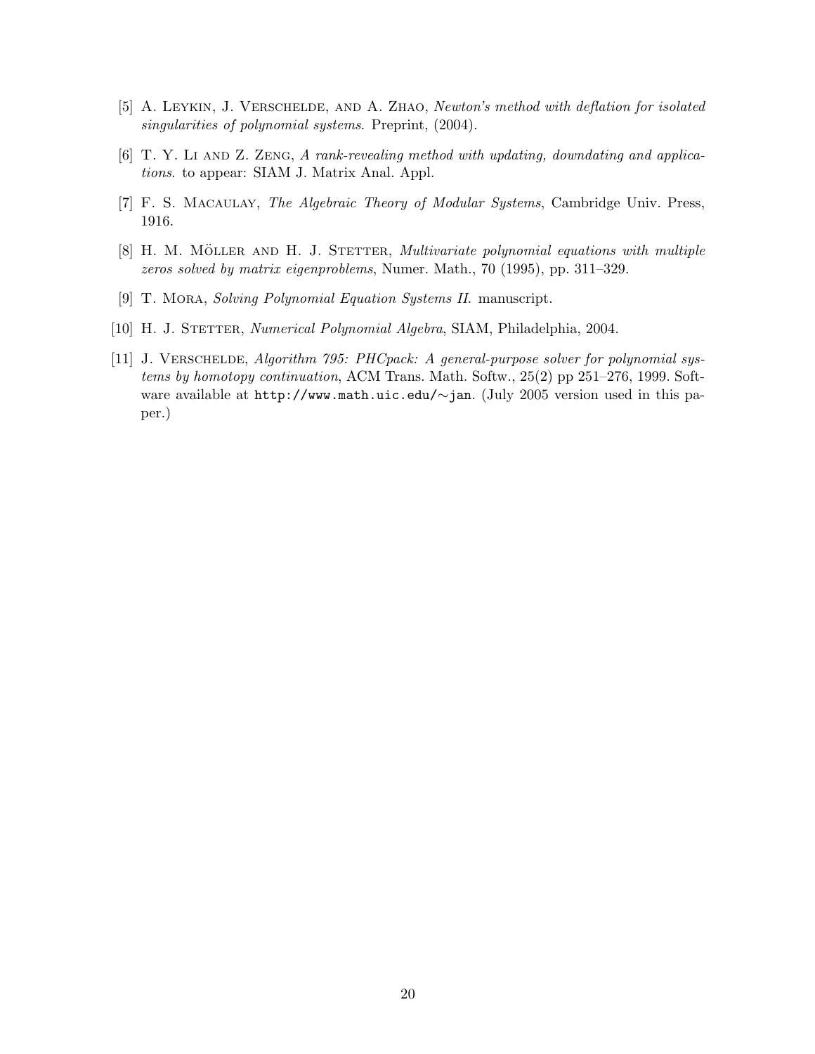[5] A. Leykin, J. Verschelde, and A. Zhao, *Newton's method with deflation for isolated singularities of polynomial systems*. Preprint, (2004).

[6] T. Y. Li and Z. Zeng, *A rank-revealing method with updating, downdating and applications*. to appear: SIAM J. Matrix Anal. Appl.

[7] F. S. Macaulay, *The Algebraic Theory of Modular Systems*, Cambridge Univ. Press, 1916.

[8] H. M. Möller and H. J. Stetter, *Multivariate polynomial equations with multiple zeros solved by matrix eigenproblems*, Numer. Math., 70 (1995), pp. 311–329.

[9] T. Mora, *Solving Polynomial Equation Systems II.* manuscript.

[10] H. J. Stetter, *Numerical Polynomial Algebra*, SIAM, Philadelphia, 2004.

[11] J. Verschelde, *Algorithm 795: PHCpack: A general-purpose solver for polynomial systems by homotopy continuation*, ACM Trans. Math. Softw., 25(2) pp 251–276, 1999. Software available at `http://www.math.uic.edu/∼jan`. (July 2005 version used in this paper.)